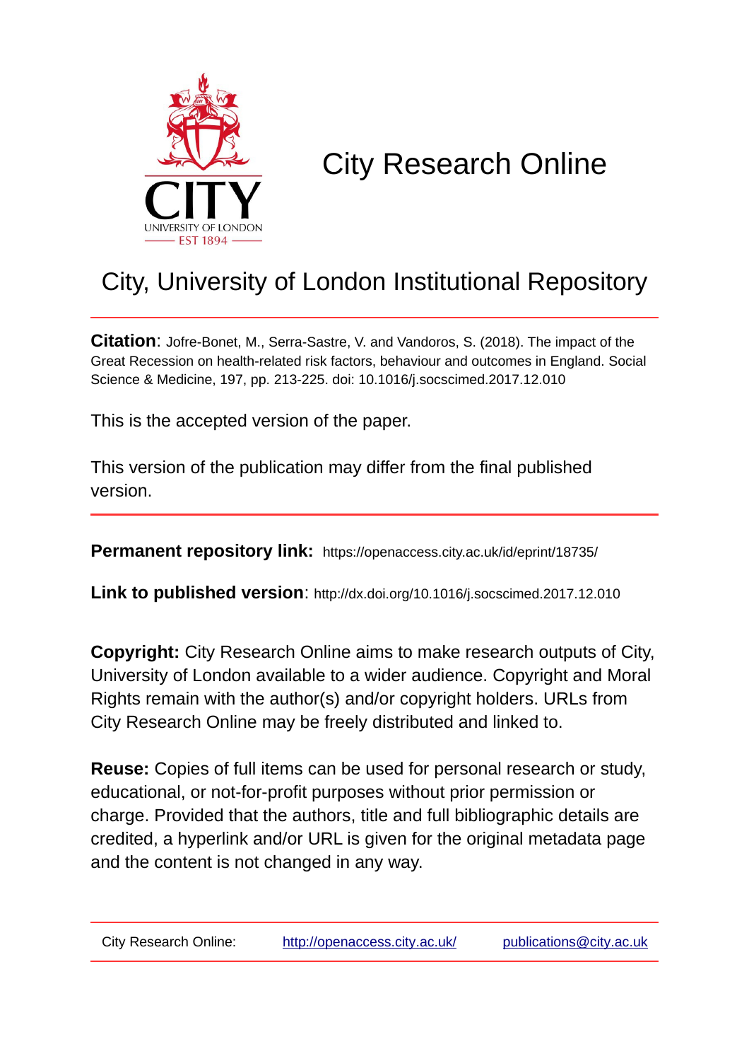# City Research Online

## City, University of London Institutional Repository

**Citation**: Jofre-Bonet, M., Serra-Sastre, V. and Vandoros, S. (2018). The impact of the Great Recession on health-related risk factors, behaviour and outcomes in England. Social Science & Medicine, 197, pp. 213-225. doi: 10.1016/j.socscimed.2017.12.010

This is the accepted version of the paper.

This version of the publication may differ from the final published version.

---

**Permanent repository link:** https://openaccess.city.ac.uk/id/eprint/18735/

**Link to published version**: http://dx.doi.org/10.1016/j.socscimed.2017.12.010

**Copyright:** City Research Online aims to make research outputs of City, University of London available to a wider audience. Copyright and Moral Rights remain with the author(s) and/or copyright holders. URLs from City Research Online may be freely distributed and linked to.

**Reuse:** Copies of full items can be used for personal research or study, educational, or not-for-profit purposes without prior permission or charge. Provided that the authors, title and full bibliographic details are credited, a hyperlink and/or URL is given for the original metadata page and the content is not changed in any way.

---

City Research Online: http://openaccess.city.ac.uk/ publications@city.ac.uk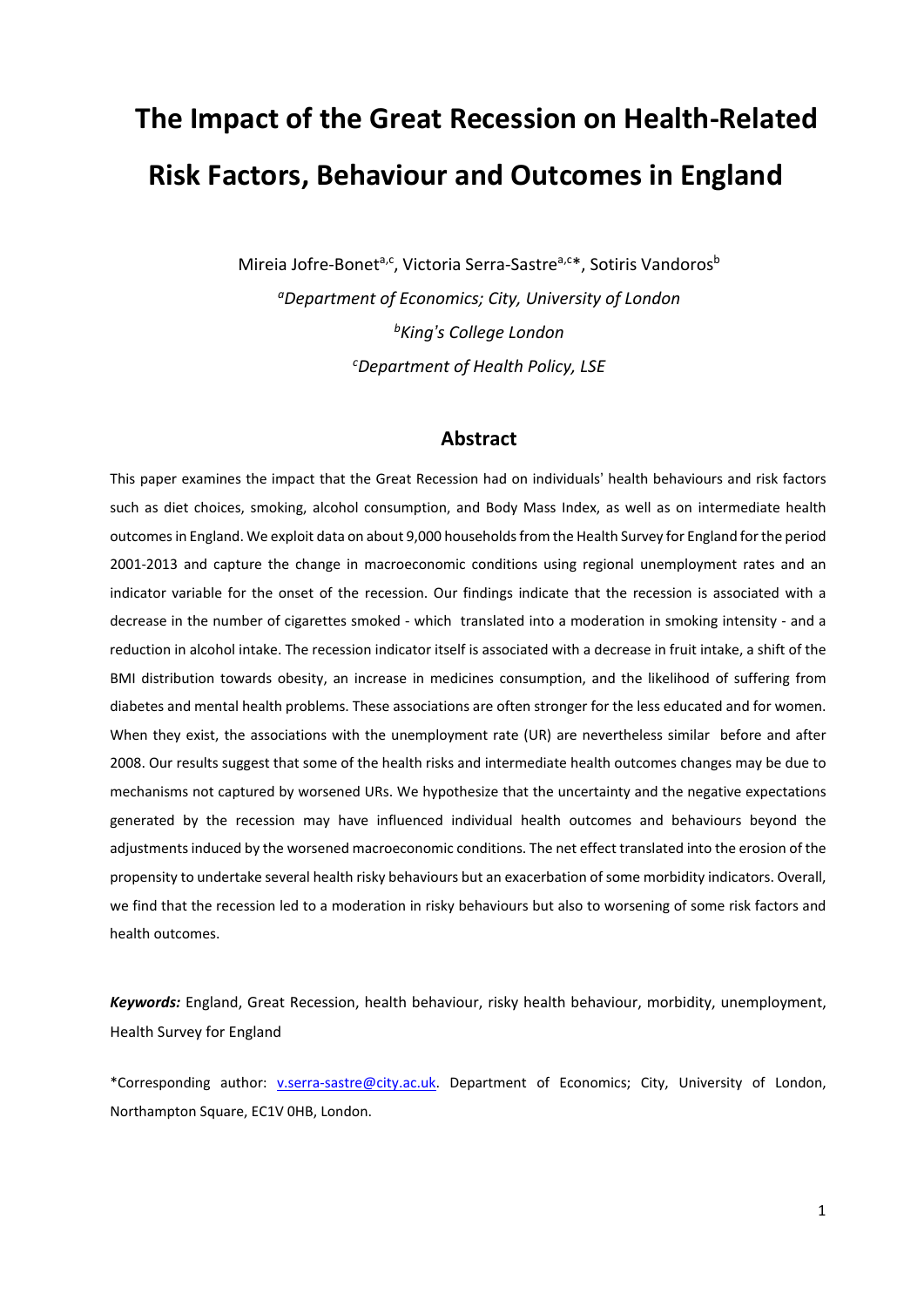# The Impact of the Great Recession on Health-Related Risk Factors, Behaviour and Outcomes in England

Mireia Jofre-Bonet[a,c], Victoria Serra-Sastre[a,c]*, Sotiris Vandoros[b]

[a]*Department of Economics; City, University of London*

[b]*King's College London*

[c]*Department of Health Policy, LSE*

## Abstract

This paper examines the impact that the Great Recession had on individuals' health behaviours and risk factors such as diet choices, smoking, alcohol consumption, and Body Mass Index, as well as on intermediate health outcomes in England. We exploit data on about 9,000 households from the Health Survey for England for the period 2001-2013 and capture the change in macroeconomic conditions using regional unemployment rates and an indicator variable for the onset of the recession. Our findings indicate that the recession is associated with a decrease in the number of cigarettes smoked - which translated into a moderation in smoking intensity - and a reduction in alcohol intake. The recession indicator itself is associated with a decrease in fruit intake, a shift of the BMI distribution towards obesity, an increase in medicines consumption, and the likelihood of suffering from diabetes and mental health problems. These associations are often stronger for the less educated and for women. When they exist, the associations with the unemployment rate (UR) are nevertheless similar before and after 2008. Our results suggest that some of the health risks and intermediate health outcomes changes may be due to mechanisms not captured by worsened URs. We hypothesize that the uncertainty and the negative expectations generated by the recession may have influenced individual health outcomes and behaviours beyond the adjustments induced by the worsened macroeconomic conditions. The net effect translated into the erosion of the propensity to undertake several health risky behaviours but an exacerbation of some morbidity indicators. Overall, we find that the recession led to a moderation in risky behaviours but also to worsening of some risk factors and health outcomes.

***Keywords:*** England, Great Recession, health behaviour, risky health behaviour, morbidity, unemployment, Health Survey for England

*Corresponding author: v.serra-sastre@city.ac.uk. Department of Economics; City, University of London, Northampton Square, EC1V 0HB, London.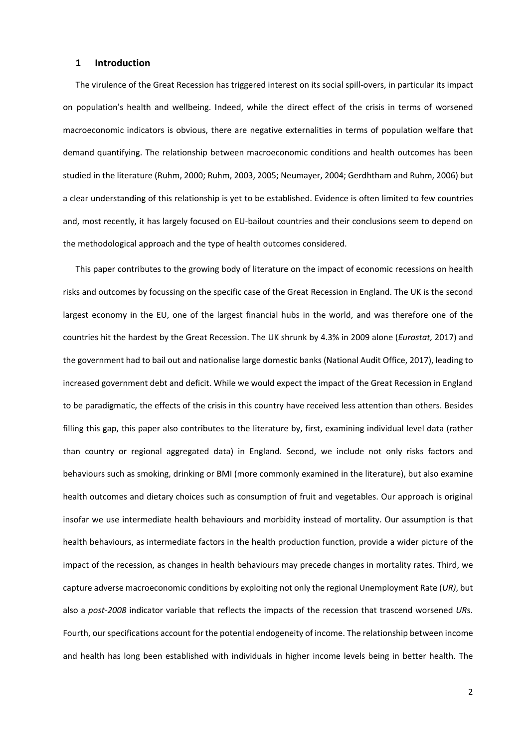## 1 Introduction

The virulence of the Great Recession has triggered interest on its social spill-overs, in particular its impact on population's health and wellbeing. Indeed, while the direct effect of the crisis in terms of worsened macroeconomic indicators is obvious, there are negative externalities in terms of population welfare that demand quantifying. The relationship between macroeconomic conditions and health outcomes has been studied in the literature (Ruhm, 2000; Ruhm, 2003, 2005; Neumayer, 2004; Gerdhtham and Ruhm, 2006) but a clear understanding of this relationship is yet to be established. Evidence is often limited to few countries and, most recently, it has largely focused on EU-bailout countries and their conclusions seem to depend on the methodological approach and the type of health outcomes considered.

This paper contributes to the growing body of literature on the impact of economic recessions on health risks and outcomes by focussing on the specific case of the Great Recession in England. The UK is the second largest economy in the EU, one of the largest financial hubs in the world, and was therefore one of the countries hit the hardest by the Great Recession. The UK shrunk by 4.3% in 2009 alone (*Eurostat,* 2017) and the government had to bail out and nationalise large domestic banks (National Audit Office, 2017), leading to increased government debt and deficit. While we would expect the impact of the Great Recession in England to be paradigmatic, the effects of the crisis in this country have received less attention than others. Besides filling this gap, this paper also contributes to the literature by, first, examining individual level data (rather than country or regional aggregated data) in England. Second, we include not only risks factors and behaviours such as smoking, drinking or BMI (more commonly examined in the literature), but also examine health outcomes and dietary choices such as consumption of fruit and vegetables. Our approach is original insofar we use intermediate health behaviours and morbidity instead of mortality. Our assumption is that health behaviours, as intermediate factors in the health production function, provide a wider picture of the impact of the recession, as changes in health behaviours may precede changes in mortality rates. Third, we capture adverse macroeconomic conditions by exploiting not only the regional Unemployment Rate (*UR)*, but also a *post-2008* indicator variable that reflects the impacts of the recession that trascend worsened *UR*s. Fourth, our specifications account for the potential endogeneity of income. The relationship between income and health has long been established with individuals in higher income levels being in better health. The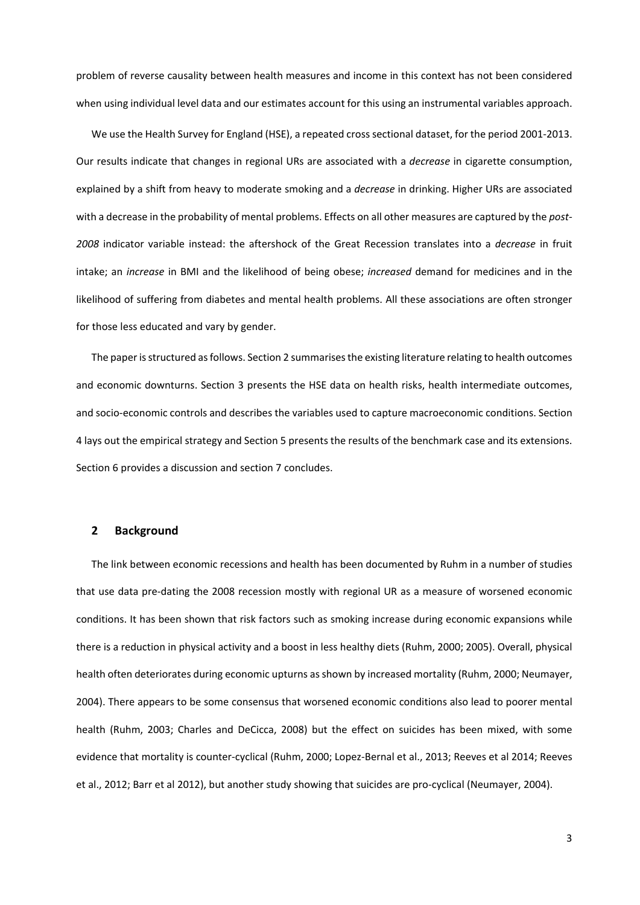problem of reverse causality between health measures and income in this context has not been considered when using individual level data and our estimates account for this using an instrumental variables approach.

We use the Health Survey for England (HSE), a repeated cross sectional dataset, for the period 2001-2013. Our results indicate that changes in regional URs are associated with a *decrease* in cigarette consumption, explained by a shift from heavy to moderate smoking and a *decrease* in drinking. Higher URs are associated with a decrease in the probability of mental problems. Effects on all other measures are captured by the *post-2008* indicator variable instead: the aftershock of the Great Recession translates into a *decrease* in fruit intake; an *increase* in BMI and the likelihood of being obese; *increased* demand for medicines and in the likelihood of suffering from diabetes and mental health problems. All these associations are often stronger for those less educated and vary by gender.

The paper is structured as follows. Section 2 summarises the existing literature relating to health outcomes and economic downturns. Section 3 presents the HSE data on health risks, health intermediate outcomes, and socio-economic controls and describes the variables used to capture macroeconomic conditions. Section 4 lays out the empirical strategy and Section 5 presents the results of the benchmark case and its extensions. Section 6 provides a discussion and section 7 concludes.

## 2 Background

The link between economic recessions and health has been documented by Ruhm in a number of studies that use data pre-dating the 2008 recession mostly with regional UR as a measure of worsened economic conditions. It has been shown that risk factors such as smoking increase during economic expansions while there is a reduction in physical activity and a boost in less healthy diets (Ruhm, 2000; 2005). Overall, physical health often deteriorates during economic upturns as shown by increased mortality (Ruhm, 2000; Neumayer, 2004). There appears to be some consensus that worsened economic conditions also lead to poorer mental health (Ruhm, 2003; Charles and DeCicca, 2008) but the effect on suicides has been mixed, with some evidence that mortality is counter-cyclical (Ruhm, 2000; Lopez-Bernal et al., 2013; Reeves et al 2014; Reeves et al., 2012; Barr et al 2012), but another study showing that suicides are pro-cyclical (Neumayer, 2004).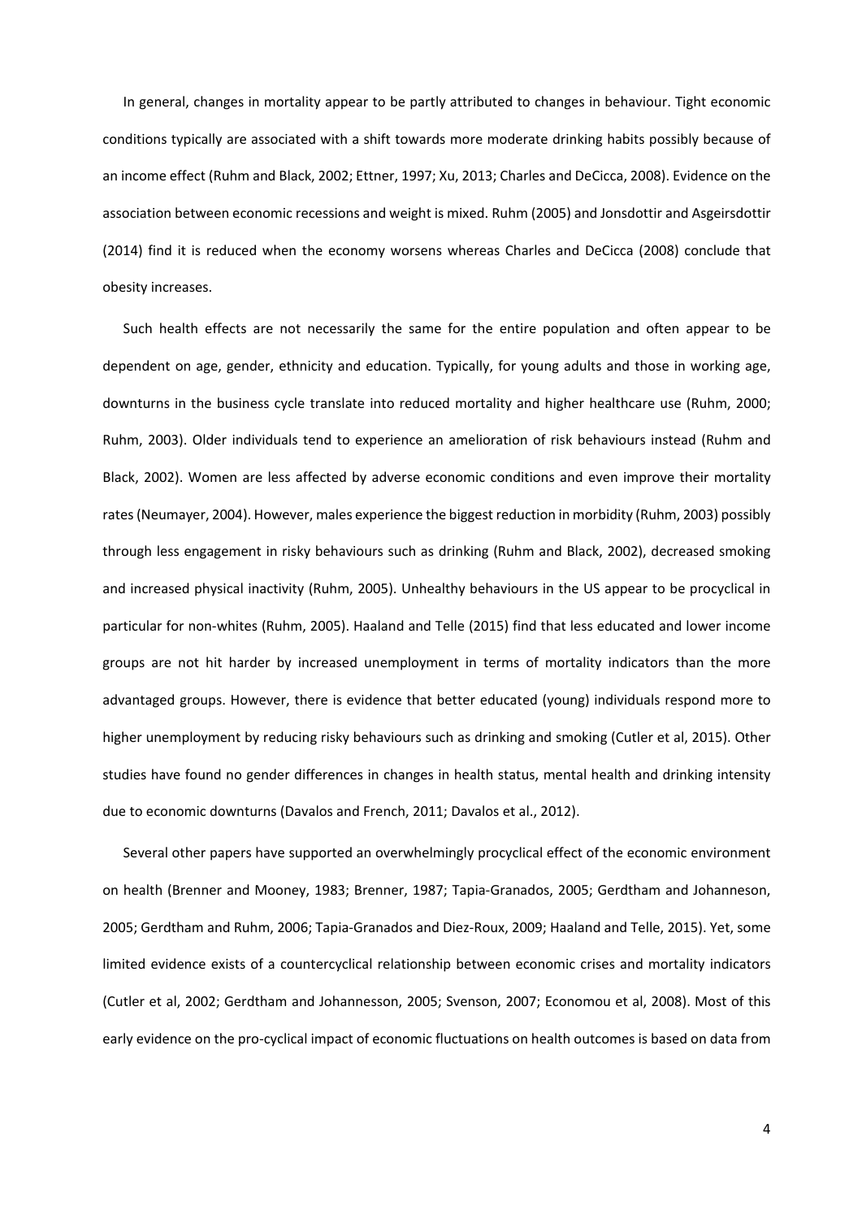In general, changes in mortality appear to be partly attributed to changes in behaviour. Tight economic conditions typically are associated with a shift towards more moderate drinking habits possibly because of an income effect (Ruhm and Black, 2002; Ettner, 1997; Xu, 2013; Charles and DeCicca, 2008). Evidence on the association between economic recessions and weight is mixed. Ruhm (2005) and Jonsdottir and Asgeirsdottir (2014) find it is reduced when the economy worsens whereas Charles and DeCicca (2008) conclude that obesity increases.

Such health effects are not necessarily the same for the entire population and often appear to be dependent on age, gender, ethnicity and education. Typically, for young adults and those in working age, downturns in the business cycle translate into reduced mortality and higher healthcare use (Ruhm, 2000; Ruhm, 2003). Older individuals tend to experience an amelioration of risk behaviours instead (Ruhm and Black, 2002). Women are less affected by adverse economic conditions and even improve their mortality rates (Neumayer, 2004). However, males experience the biggest reduction in morbidity (Ruhm, 2003) possibly through less engagement in risky behaviours such as drinking (Ruhm and Black, 2002), decreased smoking and increased physical inactivity (Ruhm, 2005). Unhealthy behaviours in the US appear to be procyclical in particular for non-whites (Ruhm, 2005). Haaland and Telle (2015) find that less educated and lower income groups are not hit harder by increased unemployment in terms of mortality indicators than the more advantaged groups. However, there is evidence that better educated (young) individuals respond more to higher unemployment by reducing risky behaviours such as drinking and smoking (Cutler et al, 2015). Other studies have found no gender differences in changes in health status, mental health and drinking intensity due to economic downturns (Davalos and French, 2011; Davalos et al., 2012).

Several other papers have supported an overwhelmingly procyclical effect of the economic environment on health (Brenner and Mooney, 1983; Brenner, 1987; Tapia-Granados, 2005; Gerdtham and Johanneson, 2005; Gerdtham and Ruhm, 2006; Tapia-Granados and Diez-Roux, 2009; Haaland and Telle, 2015). Yet, some limited evidence exists of a countercyclical relationship between economic crises and mortality indicators (Cutler et al, 2002; Gerdtham and Johannesson, 2005; Svenson, 2007; Economou et al, 2008). Most of this early evidence on the pro-cyclical impact of economic fluctuations on health outcomes is based on data from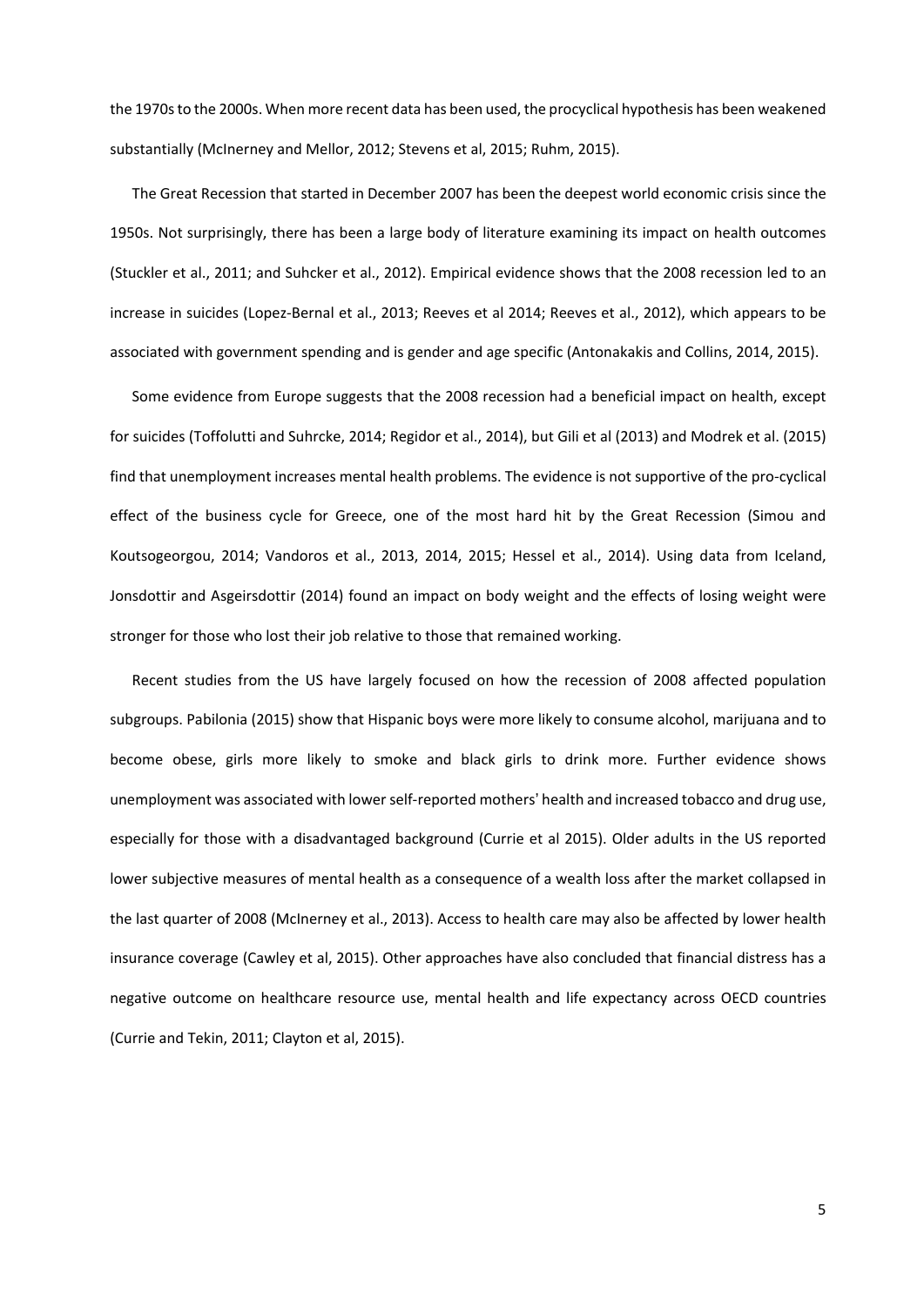the 1970s to the 2000s. When more recent data has been used, the procyclical hypothesis has been weakened substantially (McInerney and Mellor, 2012; Stevens et al, 2015; Ruhm, 2015).

The Great Recession that started in December 2007 has been the deepest world economic crisis since the 1950s. Not surprisingly, there has been a large body of literature examining its impact on health outcomes (Stuckler et al., 2011; and Suhcker et al., 2012). Empirical evidence shows that the 2008 recession led to an increase in suicides (Lopez-Bernal et al., 2013; Reeves et al 2014; Reeves et al., 2012), which appears to be associated with government spending and is gender and age specific (Antonakakis and Collins, 2014, 2015).

Some evidence from Europe suggests that the 2008 recession had a beneficial impact on health, except for suicides (Toffolutti and Suhrcke, 2014; Regidor et al., 2014), but Gili et al (2013) and Modrek et al. (2015) find that unemployment increases mental health problems. The evidence is not supportive of the pro-cyclical effect of the business cycle for Greece, one of the most hard hit by the Great Recession (Simou and Koutsogeorgou, 2014; Vandoros et al., 2013, 2014, 2015; Hessel et al., 2014). Using data from Iceland, Jonsdottir and Asgeirsdottir (2014) found an impact on body weight and the effects of losing weight were stronger for those who lost their job relative to those that remained working.

Recent studies from the US have largely focused on how the recession of 2008 affected population subgroups. Pabilonia (2015) show that Hispanic boys were more likely to consume alcohol, marijuana and to become obese, girls more likely to smoke and black girls to drink more. Further evidence shows unemployment was associated with lower self-reported mothers' health and increased tobacco and drug use, especially for those with a disadvantaged background (Currie et al 2015). Older adults in the US reported lower subjective measures of mental health as a consequence of a wealth loss after the market collapsed in the last quarter of 2008 (McInerney et al., 2013). Access to health care may also be affected by lower health insurance coverage (Cawley et al, 2015). Other approaches have also concluded that financial distress has a negative outcome on healthcare resource use, mental health and life expectancy across OECD countries (Currie and Tekin, 2011; Clayton et al, 2015).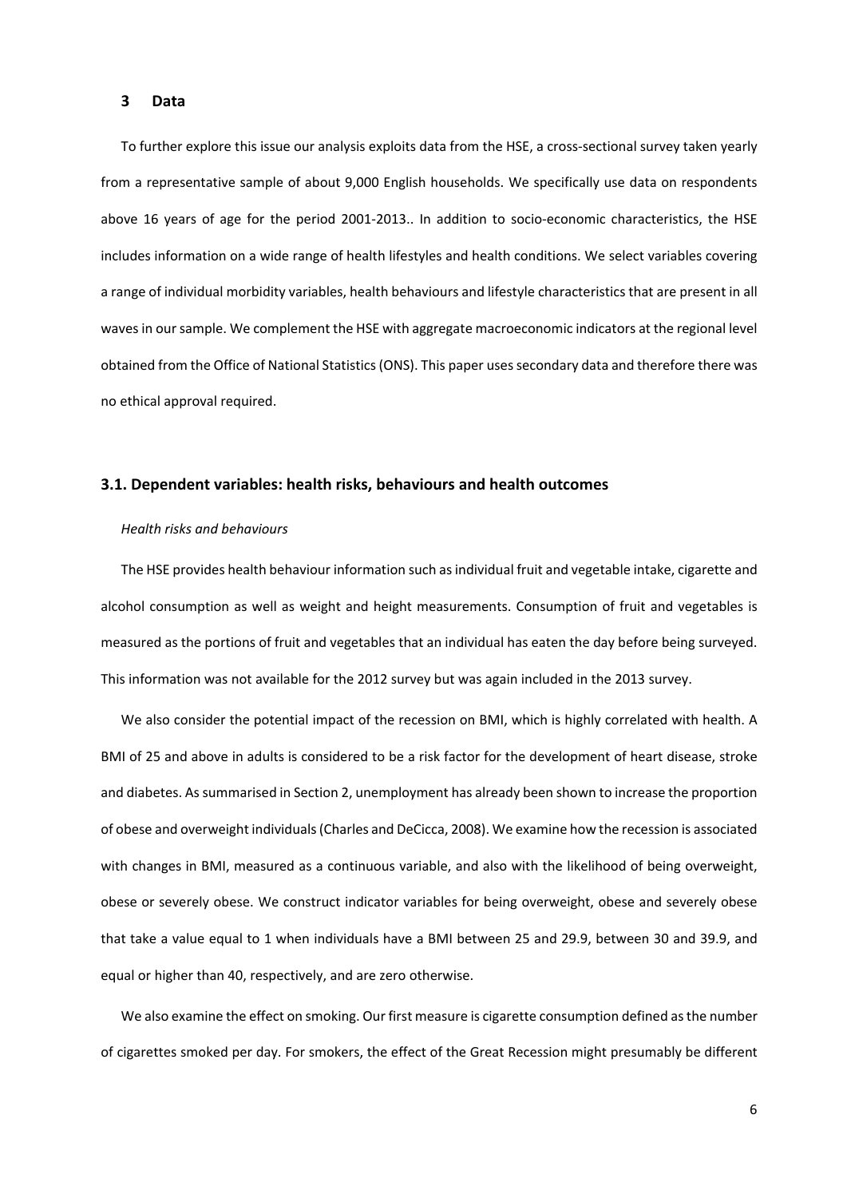## 3 Data

To further explore this issue our analysis exploits data from the HSE, a cross-sectional survey taken yearly from a representative sample of about 9,000 English households. We specifically use data on respondents above 16 years of age for the period 2001-2013.. In addition to socio-economic characteristics, the HSE includes information on a wide range of health lifestyles and health conditions. We select variables covering a range of individual morbidity variables, health behaviours and lifestyle characteristics that are present in all waves in our sample. We complement the HSE with aggregate macroeconomic indicators at the regional level obtained from the Office of National Statistics (ONS). This paper uses secondary data and therefore there was no ethical approval required.

### 3.1. Dependent variables: health risks, behaviours and health outcomes

*Health risks and behaviours*

The HSE provides health behaviour information such as individual fruit and vegetable intake, cigarette and alcohol consumption as well as weight and height measurements. Consumption of fruit and vegetables is measured as the portions of fruit and vegetables that an individual has eaten the day before being surveyed. This information was not available for the 2012 survey but was again included in the 2013 survey.

We also consider the potential impact of the recession on BMI, which is highly correlated with health. A BMI of 25 and above in adults is considered to be a risk factor for the development of heart disease, stroke and diabetes. As summarised in Section 2, unemployment has already been shown to increase the proportion of obese and overweight individuals (Charles and DeCicca, 2008). We examine how the recession is associated with changes in BMI, measured as a continuous variable, and also with the likelihood of being overweight, obese or severely obese. We construct indicator variables for being overweight, obese and severely obese that take a value equal to 1 when individuals have a BMI between 25 and 29.9, between 30 and 39.9, and equal or higher than 40, respectively, and are zero otherwise.

We also examine the effect on smoking. Our first measure is cigarette consumption defined as the number of cigarettes smoked per day. For smokers, the effect of the Great Recession might presumably be different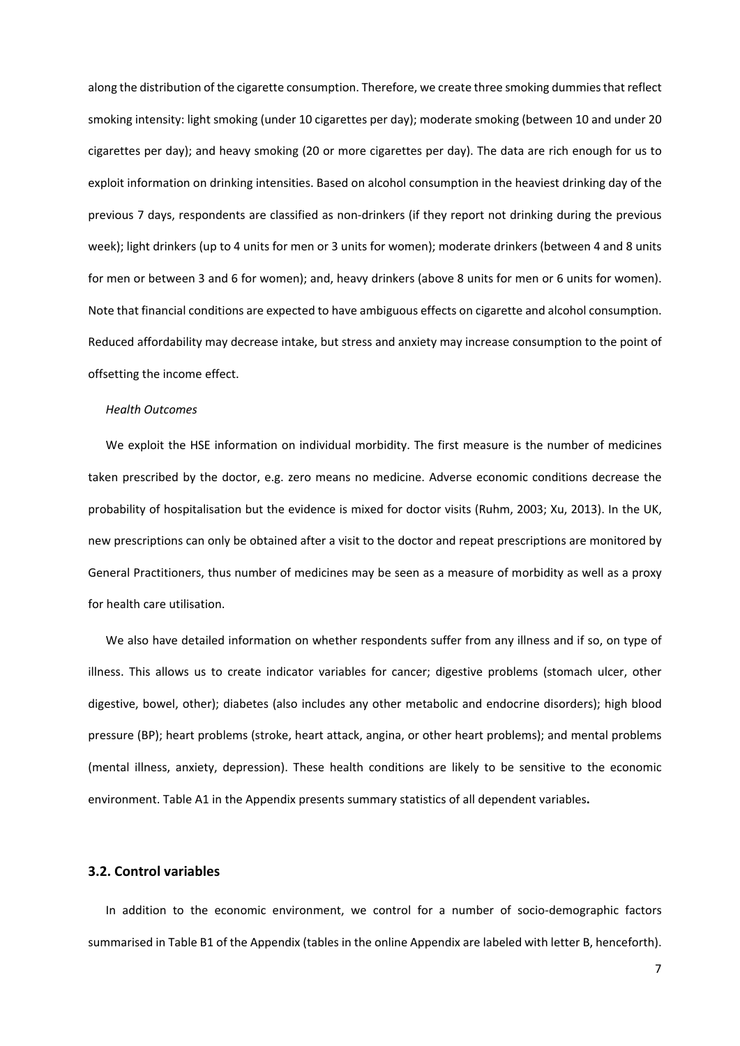along the distribution of the cigarette consumption. Therefore, we create three smoking dummies that reflect smoking intensity: light smoking (under 10 cigarettes per day); moderate smoking (between 10 and under 20 cigarettes per day); and heavy smoking (20 or more cigarettes per day). The data are rich enough for us to exploit information on drinking intensities. Based on alcohol consumption in the heaviest drinking day of the previous 7 days, respondents are classified as non-drinkers (if they report not drinking during the previous week); light drinkers (up to 4 units for men or 3 units for women); moderate drinkers (between 4 and 8 units for men or between 3 and 6 for women); and, heavy drinkers (above 8 units for men or 6 units for women). Note that financial conditions are expected to have ambiguous effects on cigarette and alcohol consumption. Reduced affordability may decrease intake, but stress and anxiety may increase consumption to the point of offsetting the income effect.

*Health Outcomes*

We exploit the HSE information on individual morbidity. The first measure is the number of medicines taken prescribed by the doctor, e.g. zero means no medicine. Adverse economic conditions decrease the probability of hospitalisation but the evidence is mixed for doctor visits (Ruhm, 2003; Xu, 2013). In the UK, new prescriptions can only be obtained after a visit to the doctor and repeat prescriptions are monitored by General Practitioners, thus number of medicines may be seen as a measure of morbidity as well as a proxy for health care utilisation.

We also have detailed information on whether respondents suffer from any illness and if so, on type of illness. This allows us to create indicator variables for cancer; digestive problems (stomach ulcer, other digestive, bowel, other); diabetes (also includes any other metabolic and endocrine disorders); high blood pressure (BP); heart problems (stroke, heart attack, angina, or other heart problems); and mental problems (mental illness, anxiety, depression). These health conditions are likely to be sensitive to the economic environment. Table A1 in the Appendix presents summary statistics of all dependent variables**.**

### 3.2. Control variables

In addition to the economic environment, we control for a number of socio-demographic factors summarised in Table B1 of the Appendix (tables in the online Appendix are labeled with letter B, henceforth).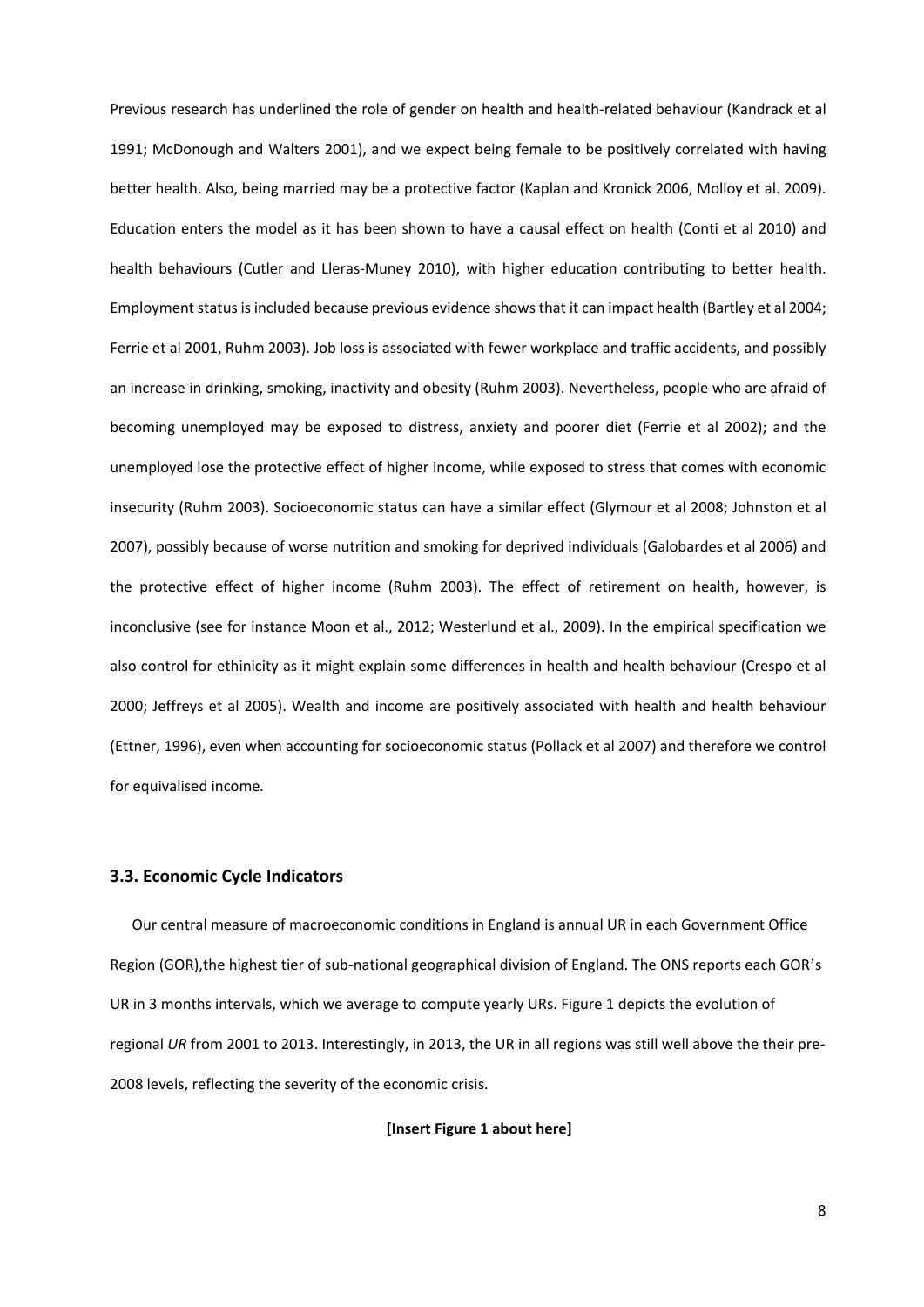Previous research has underlined the role of gender on health and health-related behaviour (Kandrack et al 1991; McDonough and Walters 2001), and we expect being female to be positively correlated with having better health. Also, being married may be a protective factor (Kaplan and Kronick 2006, Molloy et al. 2009). Education enters the model as it has been shown to have a causal effect on health (Conti et al 2010) and health behaviours (Cutler and Lleras-Muney 2010), with higher education contributing to better health. Employment status is included because previous evidence shows that it can impact health (Bartley et al 2004; Ferrie et al 2001, Ruhm 2003). Job loss is associated with fewer workplace and traffic accidents, and possibly an increase in drinking, smoking, inactivity and obesity (Ruhm 2003). Nevertheless, people who are afraid of becoming unemployed may be exposed to distress, anxiety and poorer diet (Ferrie et al 2002); and the unemployed lose the protective effect of higher income, while exposed to stress that comes with economic insecurity (Ruhm 2003). Socioeconomic status can have a similar effect (Glymour et al 2008; Johnston et al 2007), possibly because of worse nutrition and smoking for deprived individuals (Galobardes et al 2006) and the protective effect of higher income (Ruhm 2003). The effect of retirement on health, however, is inconclusive (see for instance Moon et al., 2012; Westerlund et al., 2009). In the empirical specification we also control for ethinicity as it might explain some differences in health and health behaviour (Crespo et al 2000; Jeffreys et al 2005). Wealth and income are positively associated with health and health behaviour (Ettner, 1996), even when accounting for socioeconomic status (Pollack et al 2007) and therefore we control for equivalised income.

### 3.3. Economic Cycle Indicators

Our central measure of macroeconomic conditions in England is annual UR in each Government Office Region (GOR),the highest tier of sub-national geographical division of England. The ONS reports each GOR's UR in 3 months intervals, which we average to compute yearly URs. Figure 1 depicts the evolution of regional *UR* from 2001 to 2013. Interestingly, in 2013, the UR in all regions was still well above the their pre-2008 levels, reflecting the severity of the economic crisis.

**[Insert Figure 1 about here]**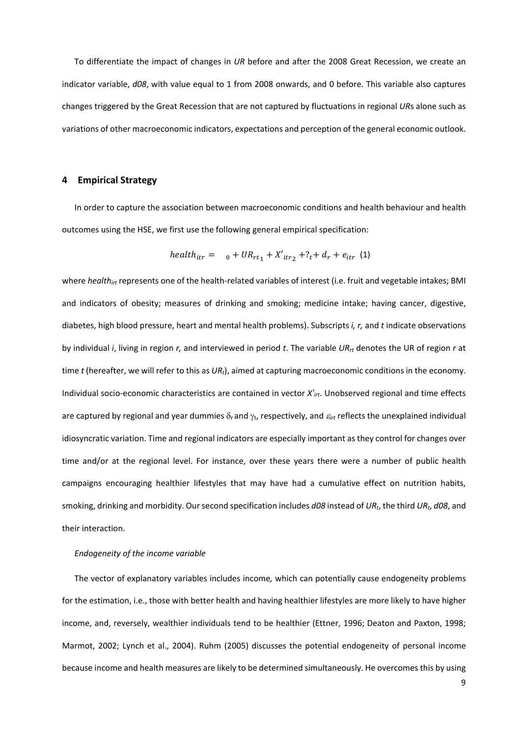To differentiate the impact of changes in *UR* before and after the 2008 Great Recession, we create an indicator variable, *d08*, with value equal to 1 from 2008 onwards, and 0 before. This variable also captures changes triggered by the Great Recession that are not captured by fluctuations in regional *UR*s alone such as variations of other macroeconomic indicators, expectations and perception of the general economic outlook.

## 4 Empirical Strategy

In order to capture the association between macroeconomic conditions and health behaviour and health outcomes using the HSE, we first use the following general empirical specification:

$$health_{itr} = \quad _0 + UR_{rt_1} + X'_{itr_2} + ?_t + d_r + e_{itr} \quad (1)$$

where $health_{irt}$ represents one of the health-related variables of interest (i.e. fruit and vegetable intakes; BMI and indicators of obesity; measures of drinking and smoking; medicine intake; having cancer, digestive, diabetes, high blood pressure, heart and mental health problems). Subscripts *i, r,* and *t* indicate observations by individual *i*, living in region *r,* and interviewed in period *t*. The variable $UR_{rt}$ denotes the UR of region *r* at time *t* (hereafter, we will refer to this as $UR_t$), aimed at capturing macroeconomic conditions in the economy. Individual socio-economic characteristics are contained in vector $X'_{irt}$. Unobserved regional and time effects are captured by regional and year dummies $\delta_r$ and $\gamma_t$, respectively, and $\varepsilon_{irt}$ reflects the unexplained individual idiosyncratic variation. Time and regional indicators are especially important as they control for changes over time and/or at the regional level. For instance, over these years there were a number of public health campaigns encouraging healthier lifestyles that may have had a cumulative effect on nutrition habits, smoking, drinking and morbidity. Our second specification includes *d08* instead of $UR_t$, the third $UR_t$, *d08*, and their interaction.

*Endogeneity of the income variable*

The vector of explanatory variables includes income*,* which can potentially cause endogeneity problems for the estimation, i.e., those with better health and having healthier lifestyles are more likely to have higher income, and, reversely, wealthier individuals tend to be healthier (Ettner, 1996; Deaton and Paxton, 1998; Marmot, 2002; Lynch et al., 2004). Ruhm (2005) discusses the potential endogeneity of personal income because income and health measures are likely to be determined simultaneously. He overcomes this by using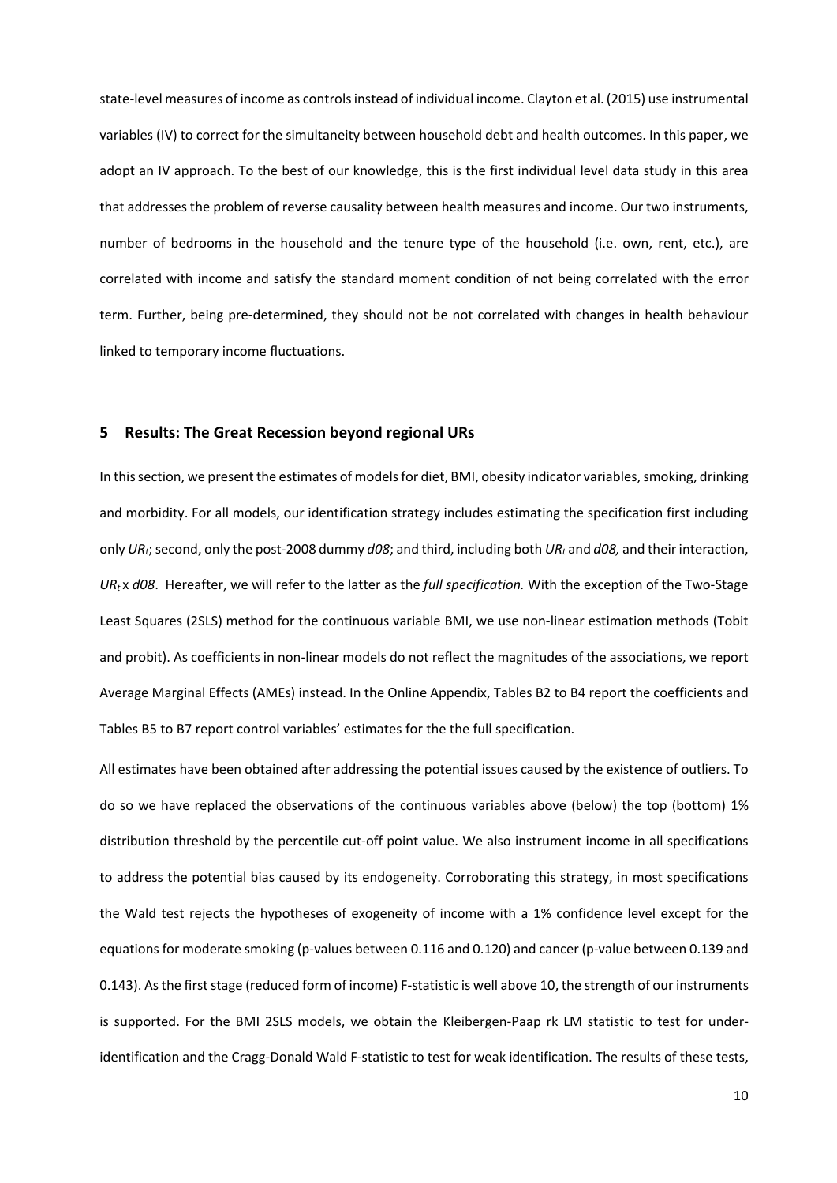state-level measures of income as controls instead of individual income. Clayton et al. (2015) use instrumental variables (IV) to correct for the simultaneity between household debt and health outcomes. In this paper, we adopt an IV approach. To the best of our knowledge, this is the first individual level data study in this area that addresses the problem of reverse causality between health measures and income. Our two instruments, number of bedrooms in the household and the tenure type of the household (i.e. own, rent, etc.), are correlated with income and satisfy the standard moment condition of not being correlated with the error term. Further, being pre-determined, they should not be not correlated with changes in health behaviour linked to temporary income fluctuations.

## 5 Results: The Great Recession beyond regional URs

In this section, we present the estimates of models for diet, BMI, obesity indicator variables, smoking, drinking and morbidity. For all models, our identification strategy includes estimating the specification first including only $UR_t$; second, only the post-2008 dummy *d08*; and third, including both $UR_t$ and *d08,* and their interaction, $UR_t$ x *d08*. Hereafter, we will refer to the latter as the *full specification.* With the exception of the Two-Stage Least Squares (2SLS) method for the continuous variable BMI, we use non-linear estimation methods (Tobit and probit). As coefficients in non-linear models do not reflect the magnitudes of the associations, we report Average Marginal Effects (AMEs) instead. In the Online Appendix, Tables B2 to B4 report the coefficients and Tables B5 to B7 report control variables' estimates for the the full specification.

All estimates have been obtained after addressing the potential issues caused by the existence of outliers. To do so we have replaced the observations of the continuous variables above (below) the top (bottom) 1% distribution threshold by the percentile cut-off point value. We also instrument income in all specifications to address the potential bias caused by its endogeneity. Corroborating this strategy, in most specifications the Wald test rejects the hypotheses of exogeneity of income with a 1% confidence level except for the equations for moderate smoking (p-values between 0.116 and 0.120) and cancer (p-value between 0.139 and 0.143). As the first stage (reduced form of income) F-statistic is well above 10, the strength of our instruments is supported. For the BMI 2SLS models, we obtain the Kleibergen-Paap rk LM statistic to test for under-identification and the Cragg-Donald Wald F-statistic to test for weak identification. The results of these tests,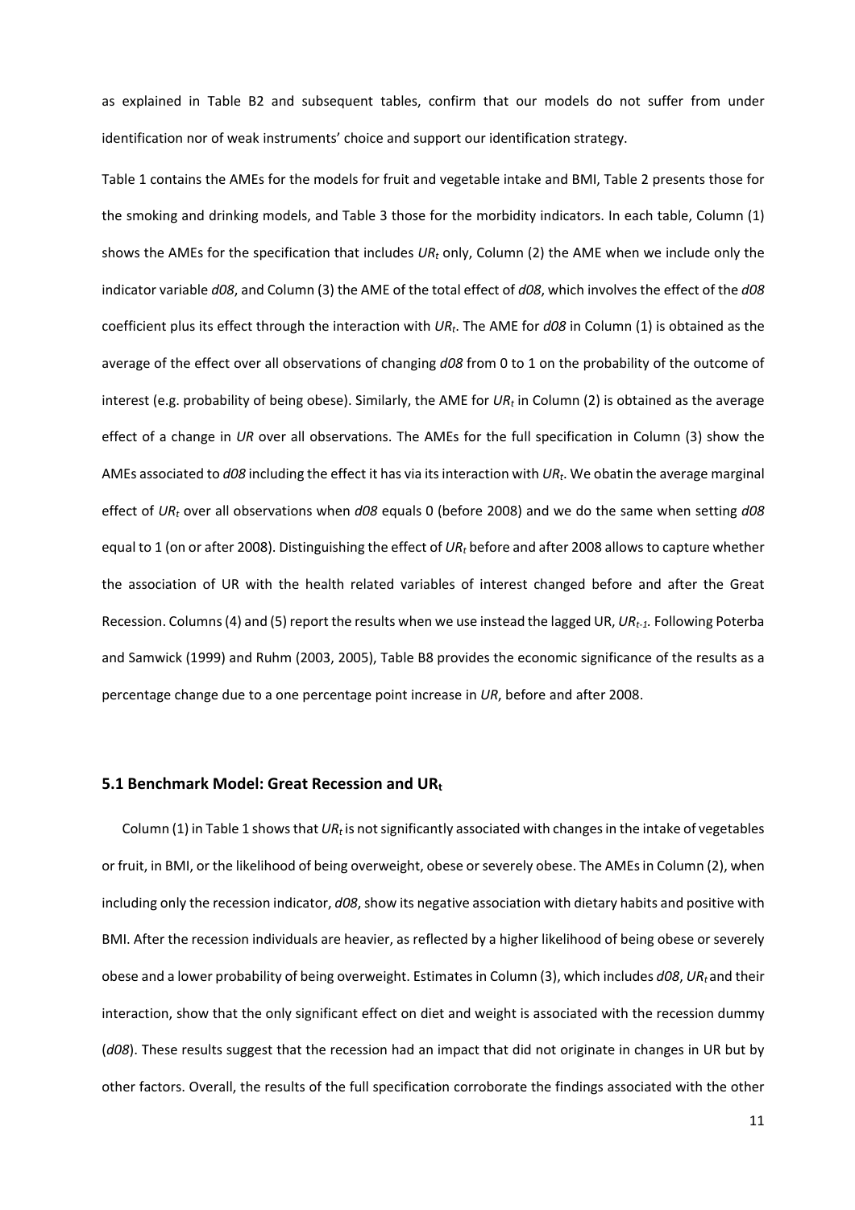as explained in Table B2 and subsequent tables, confirm that our models do not suffer from under identification nor of weak instruments' choice and support our identification strategy.

Table 1 contains the AMEs for the models for fruit and vegetable intake and BMI, Table 2 presents those for the smoking and drinking models, and Table 3 those for the morbidity indicators. In each table, Column (1) shows the AMEs for the specification that includes $UR_t$ only, Column (2) the AME when we include only the indicator variable *d08*, and Column (3) the AME of the total effect of *d08*, which involves the effect of the *d08* coefficient plus its effect through the interaction with $UR_t$. The AME for *d08* in Column (1) is obtained as the average of the effect over all observations of changing *d08* from 0 to 1 on the probability of the outcome of interest (e.g. probability of being obese). Similarly, the AME for $UR_t$ in Column (2) is obtained as the average effect of a change in *UR* over all observations. The AMEs for the full specification in Column (3) show the AMEs associated to *d08* including the effect it has via its interaction with $UR_t$. We obatin the average marginal effect of $UR_t$ over all observations when *d08* equals 0 (before 2008) and we do the same when setting *d08* equal to 1 (on or after 2008). Distinguishing the effect of $UR_t$ before and after 2008 allows to capture whether the association of UR with the health related variables of interest changed before and after the Great Recession. Columns (4) and (5) report the results when we use instead the lagged UR, $UR_{t-1}$. Following Poterba and Samwick (1999) and Ruhm (2003, 2005), Table B8 provides the economic significance of the results as a percentage change due to a one percentage point increase in *UR*, before and after 2008.

### 5.1 Benchmark Model: Great Recession and $UR_t$

Column (1) in Table 1 shows that $UR_t$ is not significantly associated with changes in the intake of vegetables or fruit, in BMI, or the likelihood of being overweight, obese or severely obese. The AMEs in Column (2), when including only the recession indicator, *d08*, show its negative association with dietary habits and positive with BMI. After the recession individuals are heavier, as reflected by a higher likelihood of being obese or severely obese and a lower probability of being overweight. Estimates in Column (3), which includes *d08*, $UR_t$ and their interaction, show that the only significant effect on diet and weight is associated with the recession dummy (*d08*). These results suggest that the recession had an impact that did not originate in changes in UR but by other factors. Overall, the results of the full specification corroborate the findings associated with the other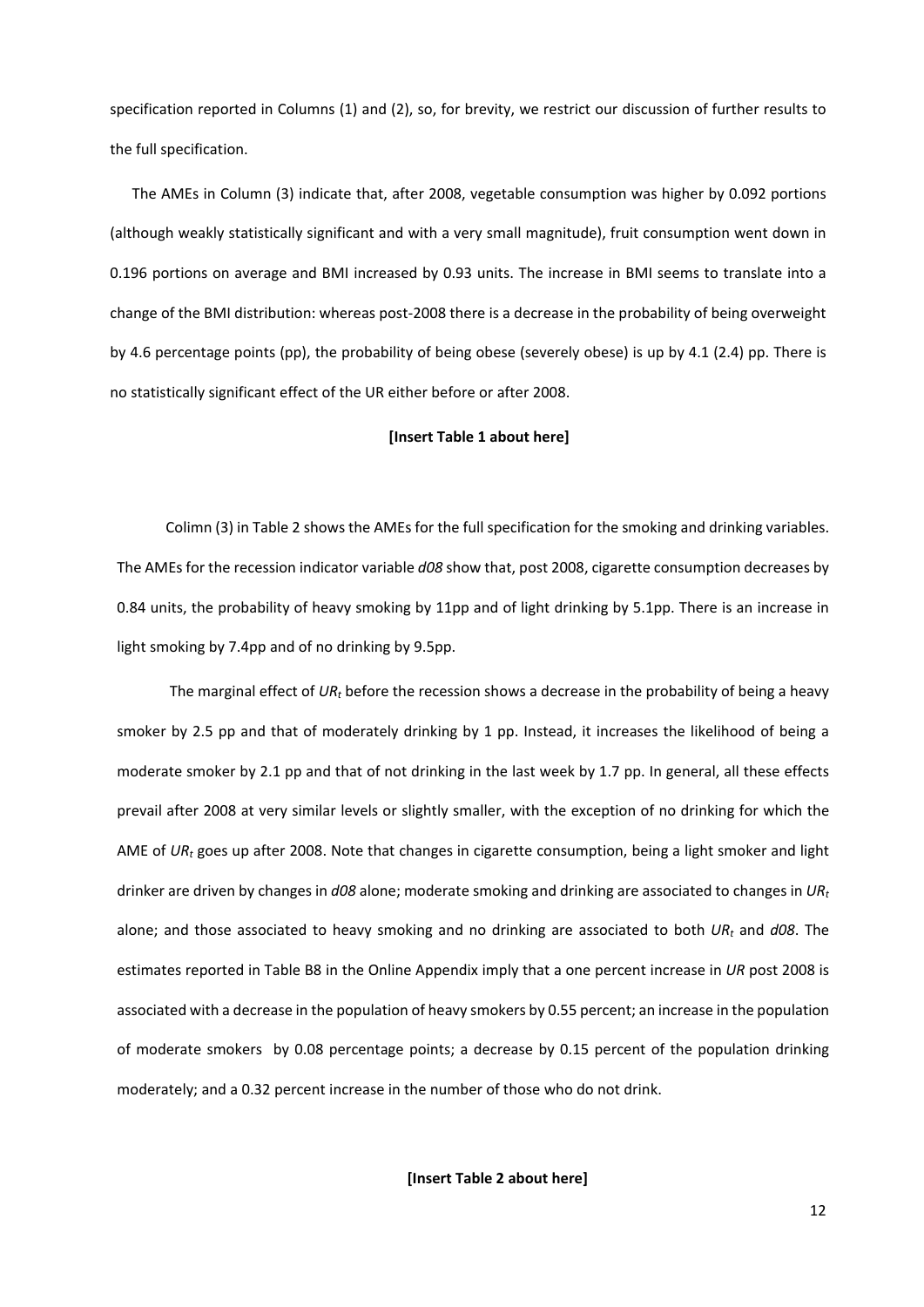specification reported in Columns (1) and (2), so, for brevity, we restrict our discussion of further results to the full specification.

The AMEs in Column (3) indicate that, after 2008, vegetable consumption was higher by 0.092 portions (although weakly statistically significant and with a very small magnitude), fruit consumption went down in 0.196 portions on average and BMI increased by 0.93 units. The increase in BMI seems to translate into a change of the BMI distribution: whereas post-2008 there is a decrease in the probability of being overweight by 4.6 percentage points (pp), the probability of being obese (severely obese) is up by 4.1 (2.4) pp. There is no statistically significant effect of the UR either before or after 2008.

**[Insert Table 1 about here]**

Colimn (3) in Table 2 shows the AMEs for the full specification for the smoking and drinking variables. The AMEs for the recession indicator variable *d08* show that, post 2008, cigarette consumption decreases by 0.84 units, the probability of heavy smoking by 11pp and of light drinking by 5.1pp. There is an increase in light smoking by 7.4pp and of no drinking by 9.5pp.

The marginal effect of $UR_t$ before the recession shows a decrease in the probability of being a heavy smoker by 2.5 pp and that of moderately drinking by 1 pp. Instead, it increases the likelihood of being a moderate smoker by 2.1 pp and that of not drinking in the last week by 1.7 pp. In general, all these effects prevail after 2008 at very similar levels or slightly smaller, with the exception of no drinking for which the AME of $UR_t$ goes up after 2008. Note that changes in cigarette consumption, being a light smoker and light drinker are driven by changes in *d08* alone; moderate smoking and drinking are associated to changes in $UR_t$ alone; and those associated to heavy smoking and no drinking are associated to both $UR_t$ and *d08*. The estimates reported in Table B8 in the Online Appendix imply that a one percent increase in *UR* post 2008 is associated with a decrease in the population of heavy smokers by 0.55 percent; an increase in the population of moderate smokers by 0.08 percentage points; a decrease by 0.15 percent of the population drinking moderately; and a 0.32 percent increase in the number of those who do not drink.

**[Insert Table 2 about here]**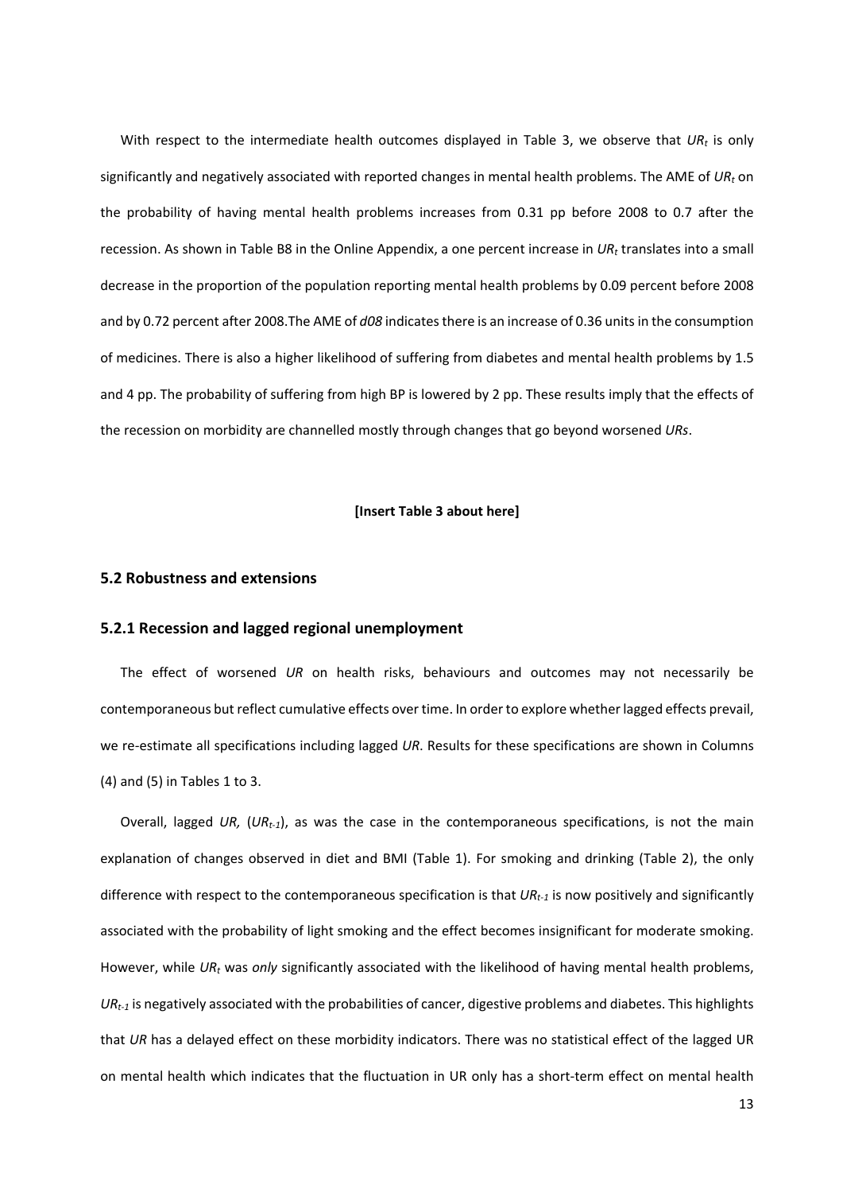With respect to the intermediate health outcomes displayed in Table 3, we observe that $UR_t$ is only significantly and negatively associated with reported changes in mental health problems. The AME of $UR_t$ on the probability of having mental health problems increases from 0.31 pp before 2008 to 0.7 after the recession. As shown in Table B8 in the Online Appendix, a one percent increase in $UR_t$ translates into a small decrease in the proportion of the population reporting mental health problems by 0.09 percent before 2008 and by 0.72 percent after 2008.The AME of *d08* indicates there is an increase of 0.36 units in the consumption of medicines. There is also a higher likelihood of suffering from diabetes and mental health problems by 1.5 and 4 pp. The probability of suffering from high BP is lowered by 2 pp. These results imply that the effects of the recession on morbidity are channelled mostly through changes that go beyond worsened *URs*.

**[Insert Table 3 about here]**

## 5.2 Robustness and extensions

### 5.2.1 Recession and lagged regional unemployment

The effect of worsened *UR* on health risks, behaviours and outcomes may not necessarily be contemporaneous but reflect cumulative effects over time. In order to explore whether lagged effects prevail, we re-estimate all specifications including lagged *UR*. Results for these specifications are shown in Columns (4) and (5) in Tables 1 to 3.

Overall, lagged *UR,* ($UR_{t-1}$), as was the case in the contemporaneous specifications, is not the main explanation of changes observed in diet and BMI (Table 1). For smoking and drinking (Table 2), the only difference with respect to the contemporaneous specification is that $UR_{t-1}$ is now positively and significantly associated with the probability of light smoking and the effect becomes insignificant for moderate smoking. However, while $UR_t$ was *only* significantly associated with the likelihood of having mental health problems, $UR_{t-1}$ is negatively associated with the probabilities of cancer, digestive problems and diabetes. This highlights that *UR* has a delayed effect on these morbidity indicators. There was no statistical effect of the lagged UR on mental health which indicates that the fluctuation in UR only has a short-term effect on mental health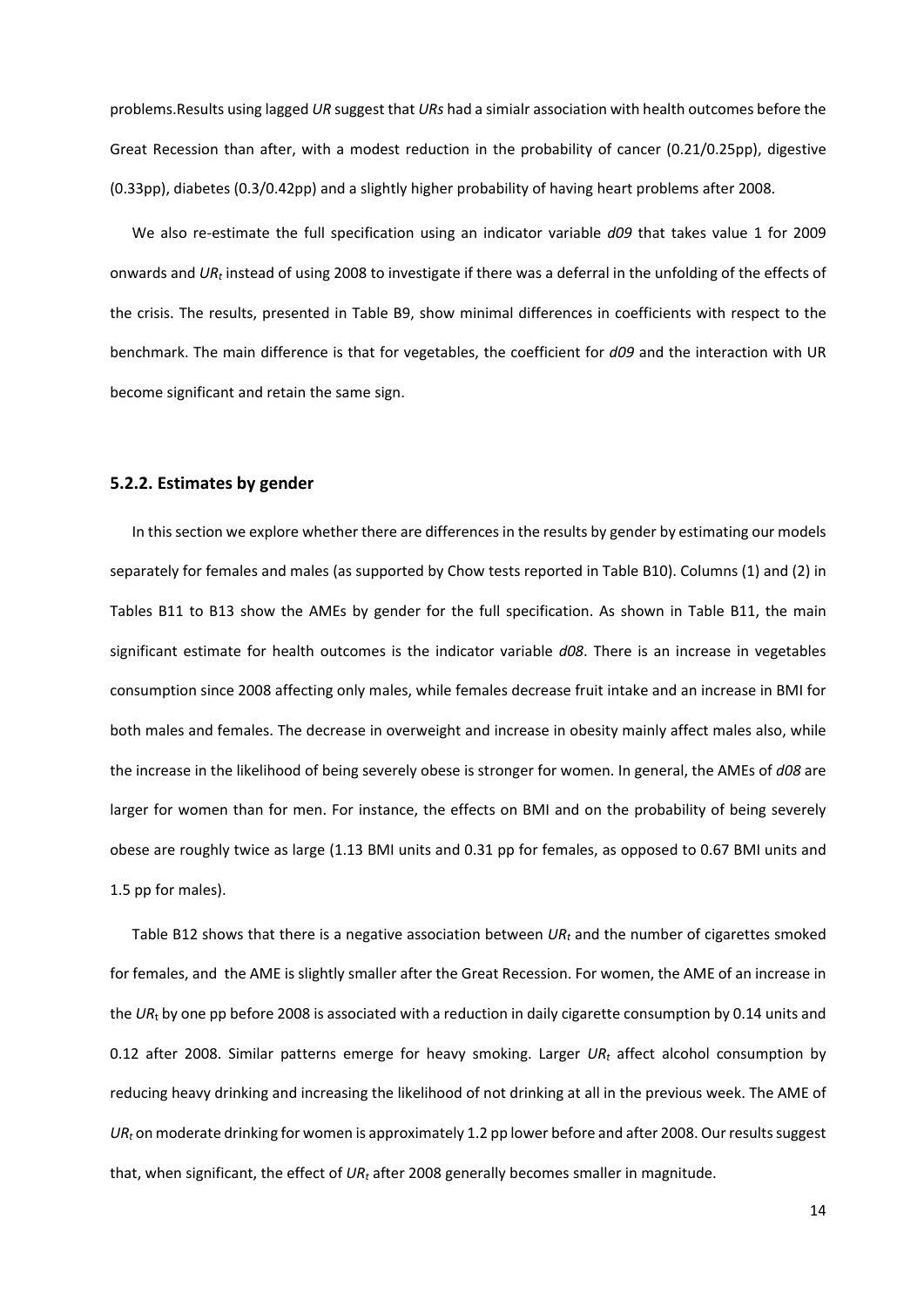problems.Results using lagged *UR* suggest that *URs* had a simialr association with health outcomes before the Great Recession than after, with a modest reduction in the probability of cancer (0.21/0.25pp), digestive (0.33pp), diabetes (0.3/0.42pp) and a slightly higher probability of having heart problems after 2008.

We also re-estimate the full specification using an indicator variable *d09* that takes value 1 for 2009 onwards and $UR_t$ instead of using 2008 to investigate if there was a deferral in the unfolding of the effects of the crisis. The results, presented in Table B9, show minimal differences in coefficients with respect to the benchmark. The main difference is that for vegetables, the coefficient for *d09* and the interaction with UR become significant and retain the same sign.

### 5.2.2. Estimates by gender

In this section we explore whether there are differences in the results by gender by estimating our models separately for females and males (as supported by Chow tests reported in Table B10). Columns (1) and (2) in Tables B11 to B13 show the AMEs by gender for the full specification. As shown in Table B11, the main significant estimate for health outcomes is the indicator variable *d08*. There is an increase in vegetables consumption since 2008 affecting only males, while females decrease fruit intake and an increase in BMI for both males and females. The decrease in overweight and increase in obesity mainly affect males also, while the increase in the likelihood of being severely obese is stronger for women. In general, the AMEs of *d08* are larger for women than for men. For instance, the effects on BMI and on the probability of being severely obese are roughly twice as large (1.13 BMI units and 0.31 pp for females, as opposed to 0.67 BMI units and 1.5 pp for males).

Table B12 shows that there is a negative association between $UR_t$ and the number of cigarettes smoked for females, and the AME is slightly smaller after the Great Recession. For women, the AME of an increase in the $UR_t$ by one pp before 2008 is associated with a reduction in daily cigarette consumption by 0.14 units and 0.12 after 2008. Similar patterns emerge for heavy smoking. Larger $UR_t$ affect alcohol consumption by reducing heavy drinking and increasing the likelihood of not drinking at all in the previous week. The AME of $UR_t$ on moderate drinking for women is approximately 1.2 pp lower before and after 2008. Our results suggest that, when significant, the effect of $UR_t$ after 2008 generally becomes smaller in magnitude.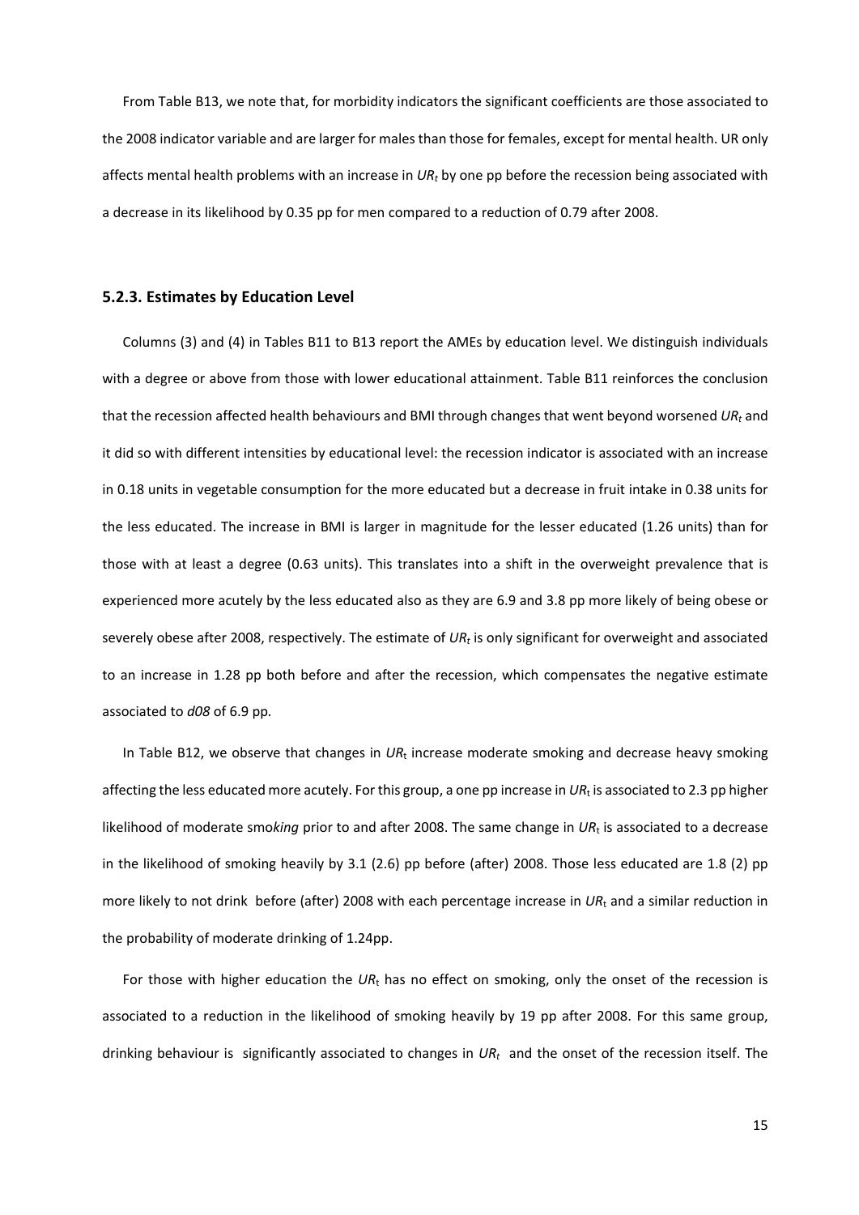From Table B13, we note that, for morbidity indicators the significant coefficients are those associated to the 2008 indicator variable and are larger for males than those for females, except for mental health. UR only affects mental health problems with an increase in $UR_t$ by one pp before the recession being associated with a decrease in its likelihood by 0.35 pp for men compared to a reduction of 0.79 after 2008.

### 5.2.3. Estimates by Education Level

Columns (3) and (4) in Tables B11 to B13 report the AMEs by education level. We distinguish individuals with a degree or above from those with lower educational attainment. Table B11 reinforces the conclusion that the recession affected health behaviours and BMI through changes that went beyond worsened $UR_t$ and it did so with different intensities by educational level: the recession indicator is associated with an increase in 0.18 units in vegetable consumption for the more educated but a decrease in fruit intake in 0.38 units for the less educated. The increase in BMI is larger in magnitude for the lesser educated (1.26 units) than for those with at least a degree (0.63 units). This translates into a shift in the overweight prevalence that is experienced more acutely by the less educated also as they are 6.9 and 3.8 pp more likely of being obese or severely obese after 2008, respectively. The estimate of $UR_t$ is only significant for overweight and associated to an increase in 1.28 pp both before and after the recession, which compensates the negative estimate associated to *d08* of 6.9 pp.

In Table B12, we observe that changes in $UR_t$ increase moderate smoking and decrease heavy smoking affecting the less educated more acutely. For this group, a one pp increase in $UR_t$ is associated to 2.3 pp higher likelihood of moderate smo*king* prior to and after 2008. The same change in $UR_t$ is associated to a decrease in the likelihood of smoking heavily by 3.1 (2.6) pp before (after) 2008. Those less educated are 1.8 (2) pp more likely to not drink before (after) 2008 with each percentage increase in $UR_t$ and a similar reduction in the probability of moderate drinking of 1.24pp.

For those with higher education the $UR_t$ has no effect on smoking, only the onset of the recession is associated to a reduction in the likelihood of smoking heavily by 19 pp after 2008. For this same group, drinking behaviour is significantly associated to changes in $UR_t$ and the onset of the recession itself. The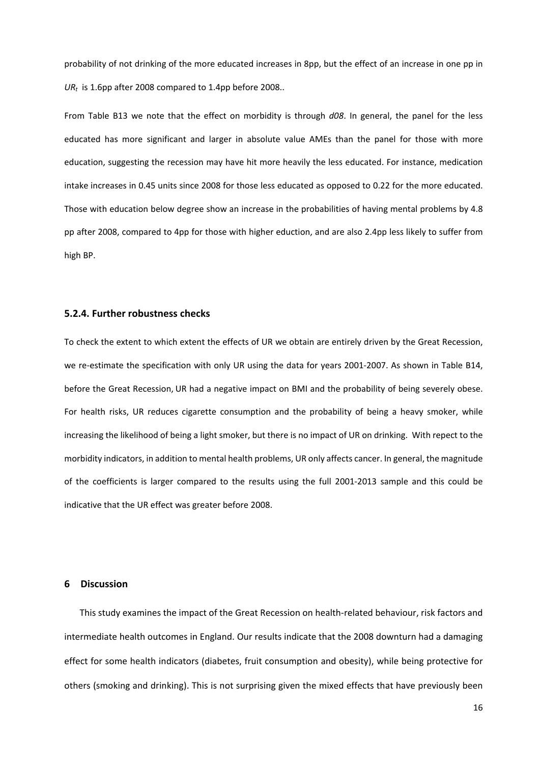probability of not drinking of the more educated increases in 8pp, but the effect of an increase in one pp in $UR_t$ is 1.6pp after 2008 compared to 1.4pp before 2008..

From Table B13 we note that the effect on morbidity is through *d08*. In general, the panel for the less educated has more significant and larger in absolute value AMEs than the panel for those with more education, suggesting the recession may have hit more heavily the less educated. For instance, medication intake increases in 0.45 units since 2008 for those less educated as opposed to 0.22 for the more educated. Those with education below degree show an increase in the probabilities of having mental problems by 4.8 pp after 2008, compared to 4pp for those with higher eduction, and are also 2.4pp less likely to suffer from high BP.

### 5.2.4. Further robustness checks

To check the extent to which extent the effects of UR we obtain are entirely driven by the Great Recession, we re-estimate the specification with only UR using the data for years 2001-2007. As shown in Table B14, before the Great Recession, UR had a negative impact on BMI and the probability of being severely obese. For health risks, UR reduces cigarette consumption and the probability of being a heavy smoker, while increasing the likelihood of being a light smoker, but there is no impact of UR on drinking. With repect to the morbidity indicators, in addition to mental health problems, UR only affects cancer. In general, the magnitude of the coefficients is larger compared to the results using the full 2001-2013 sample and this could be indicative that the UR effect was greater before 2008.

## 6 Discussion

This study examines the impact of the Great Recession on health-related behaviour, risk factors and intermediate health outcomes in England. Our results indicate that the 2008 downturn had a damaging effect for some health indicators (diabetes, fruit consumption and obesity), while being protective for others (smoking and drinking). This is not surprising given the mixed effects that have previously been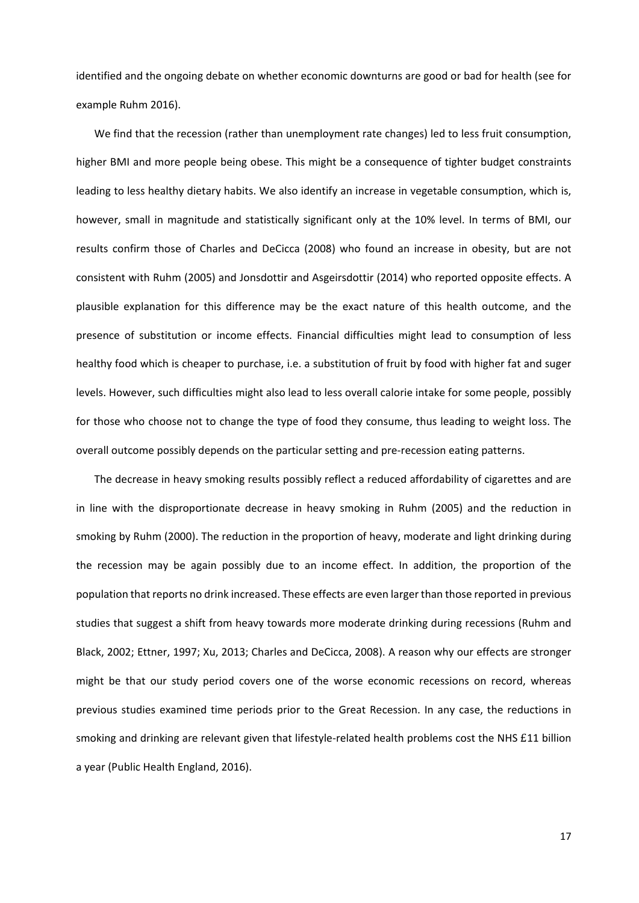identified and the ongoing debate on whether economic downturns are good or bad for health (see for example Ruhm 2016).

We find that the recession (rather than unemployment rate changes) led to less fruit consumption, higher BMI and more people being obese. This might be a consequence of tighter budget constraints leading to less healthy dietary habits. We also identify an increase in vegetable consumption, which is, however, small in magnitude and statistically significant only at the 10% level. In terms of BMI, our results confirm those of Charles and DeCicca (2008) who found an increase in obesity, but are not consistent with Ruhm (2005) and Jonsdottir and Asgeirsdottir (2014) who reported opposite effects. A plausible explanation for this difference may be the exact nature of this health outcome, and the presence of substitution or income effects. Financial difficulties might lead to consumption of less healthy food which is cheaper to purchase, i.e. a substitution of fruit by food with higher fat and suger levels. However, such difficulties might also lead to less overall calorie intake for some people, possibly for those who choose not to change the type of food they consume, thus leading to weight loss. The overall outcome possibly depends on the particular setting and pre-recession eating patterns.

The decrease in heavy smoking results possibly reflect a reduced affordability of cigarettes and are in line with the disproportionate decrease in heavy smoking in Ruhm (2005) and the reduction in smoking by Ruhm (2000). The reduction in the proportion of heavy, moderate and light drinking during the recession may be again possibly due to an income effect. In addition, the proportion of the population that reports no drink increased. These effects are even larger than those reported in previous studies that suggest a shift from heavy towards more moderate drinking during recessions (Ruhm and Black, 2002; Ettner, 1997; Xu, 2013; Charles and DeCicca, 2008). A reason why our effects are stronger might be that our study period covers one of the worse economic recessions on record, whereas previous studies examined time periods prior to the Great Recession. In any case, the reductions in smoking and drinking are relevant given that lifestyle-related health problems cost the NHS £11 billion a year (Public Health England, 2016).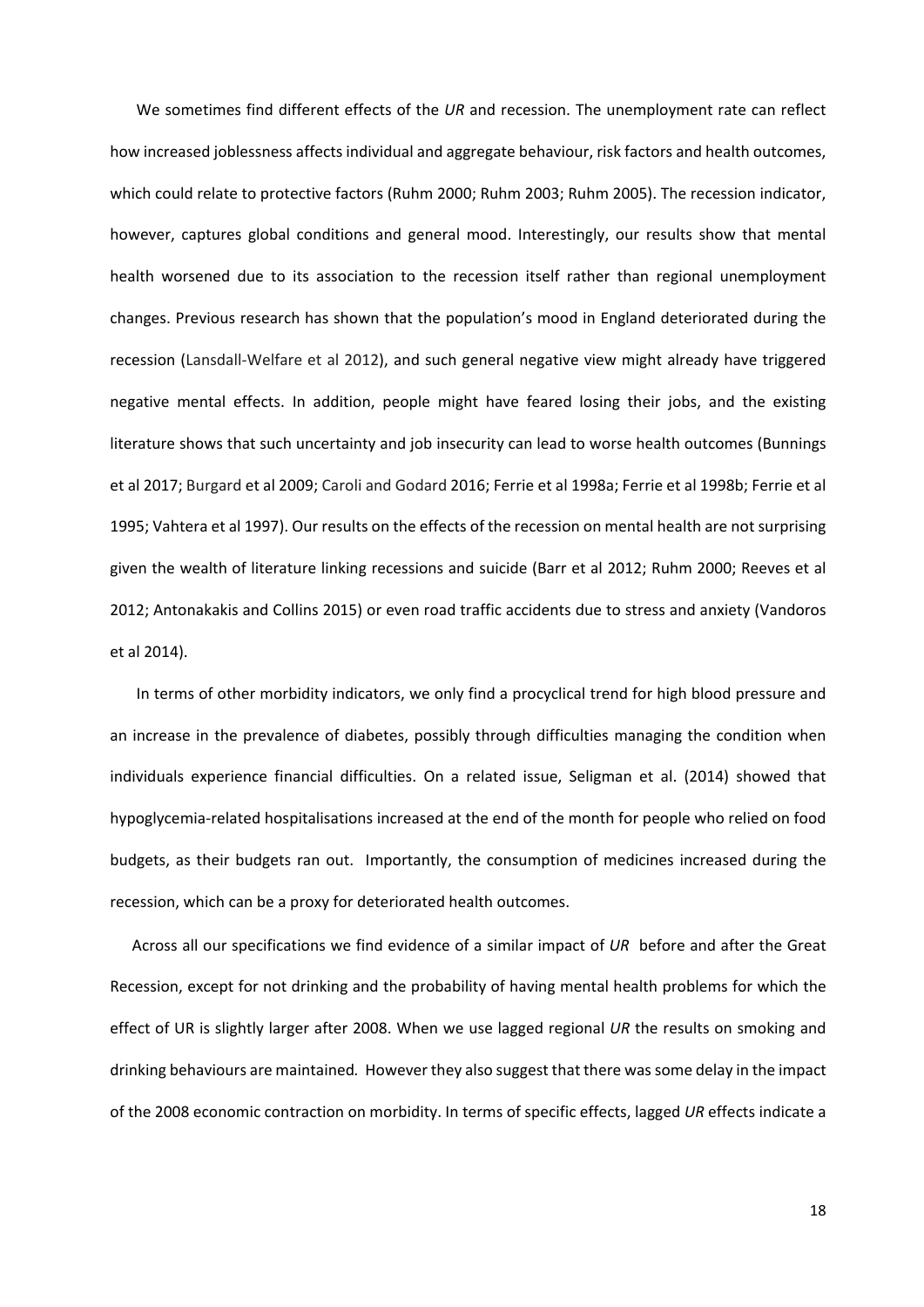We sometimes find different effects of the *UR* and recession. The unemployment rate can reflect how increased joblessness affects individual and aggregate behaviour, risk factors and health outcomes, which could relate to protective factors (Ruhm 2000; Ruhm 2003; Ruhm 2005). The recession indicator, however, captures global conditions and general mood. Interestingly, our results show that mental health worsened due to its association to the recession itself rather than regional unemployment changes. Previous research has shown that the population's mood in England deteriorated during the recession (Lansdall-Welfare et al 2012), and such general negative view might already have triggered negative mental effects. In addition, people might have feared losing their jobs, and the existing literature shows that such uncertainty and job insecurity can lead to worse health outcomes (Bunnings et al 2017; Burgard et al 2009; Caroli and Godard 2016; Ferrie et al 1998a; Ferrie et al 1998b; Ferrie et al 1995; Vahtera et al 1997). Our results on the effects of the recession on mental health are not surprising given the wealth of literature linking recessions and suicide (Barr et al 2012; Ruhm 2000; Reeves et al 2012; Antonakakis and Collins 2015) or even road traffic accidents due to stress and anxiety (Vandoros et al 2014).

In terms of other morbidity indicators, we only find a procyclical trend for high blood pressure and an increase in the prevalence of diabetes, possibly through difficulties managing the condition when individuals experience financial difficulties. On a related issue, Seligman et al. (2014) showed that hypoglycemia-related hospitalisations increased at the end of the month for people who relied on food budgets, as their budgets ran out. Importantly, the consumption of medicines increased during the recession, which can be a proxy for deteriorated health outcomes.

Across all our specifications we find evidence of a similar impact of *UR* before and after the Great Recession, except for not drinking and the probability of having mental health problems for which the effect of UR is slightly larger after 2008. When we use lagged regional *UR* the results on smoking and drinking behaviours are maintained. However they also suggest that there was some delay in the impact of the 2008 economic contraction on morbidity. In terms of specific effects, lagged *UR* effects indicate a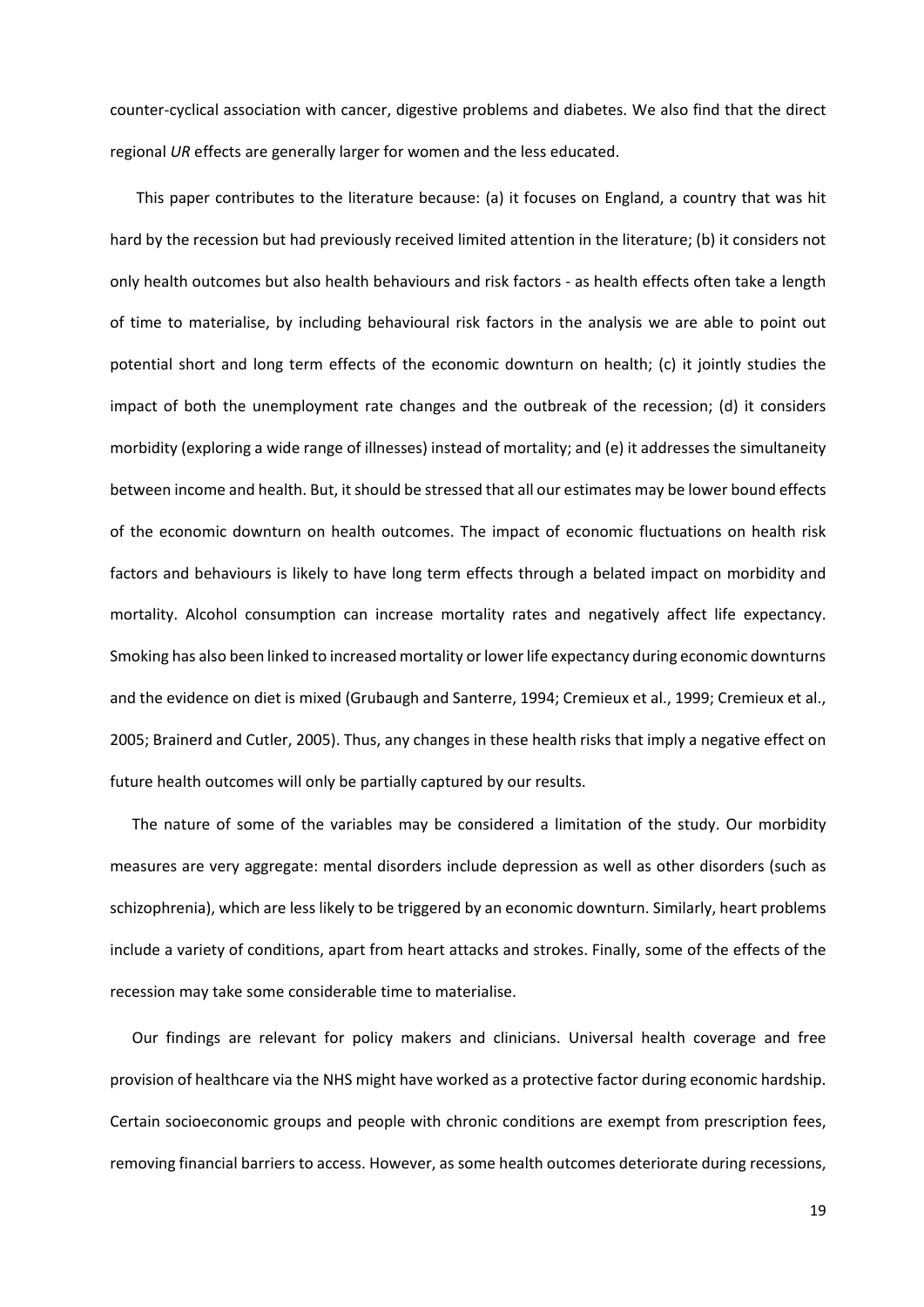counter-cyclical association with cancer, digestive problems and diabetes. We also find that the direct regional *UR* effects are generally larger for women and the less educated.

This paper contributes to the literature because: (a) it focuses on England, a country that was hit hard by the recession but had previously received limited attention in the literature; (b) it considers not only health outcomes but also health behaviours and risk factors - as health effects often take a length of time to materialise, by including behavioural risk factors in the analysis we are able to point out potential short and long term effects of the economic downturn on health; (c) it jointly studies the impact of both the unemployment rate changes and the outbreak of the recession; (d) it considers morbidity (exploring a wide range of illnesses) instead of mortality; and (e) it addresses the simultaneity between income and health. But, it should be stressed that all our estimates may be lower bound effects of the economic downturn on health outcomes. The impact of economic fluctuations on health risk factors and behaviours is likely to have long term effects through a belated impact on morbidity and mortality. Alcohol consumption can increase mortality rates and negatively affect life expectancy. Smoking has also been linked to increased mortality or lower life expectancy during economic downturns and the evidence on diet is mixed (Grubaugh and Santerre, 1994; Cremieux et al., 1999; Cremieux et al., 2005; Brainerd and Cutler, 2005). Thus, any changes in these health risks that imply a negative effect on future health outcomes will only be partially captured by our results.

The nature of some of the variables may be considered a limitation of the study. Our morbidity measures are very aggregate: mental disorders include depression as well as other disorders (such as schizophrenia), which are less likely to be triggered by an economic downturn. Similarly, heart problems include a variety of conditions, apart from heart attacks and strokes. Finally, some of the effects of the recession may take some considerable time to materialise.

Our findings are relevant for policy makers and clinicians. Universal health coverage and free provision of healthcare via the NHS might have worked as a protective factor during economic hardship. Certain socioeconomic groups and people with chronic conditions are exempt from prescription fees, removing financial barriers to access. However, as some health outcomes deteriorate during recessions,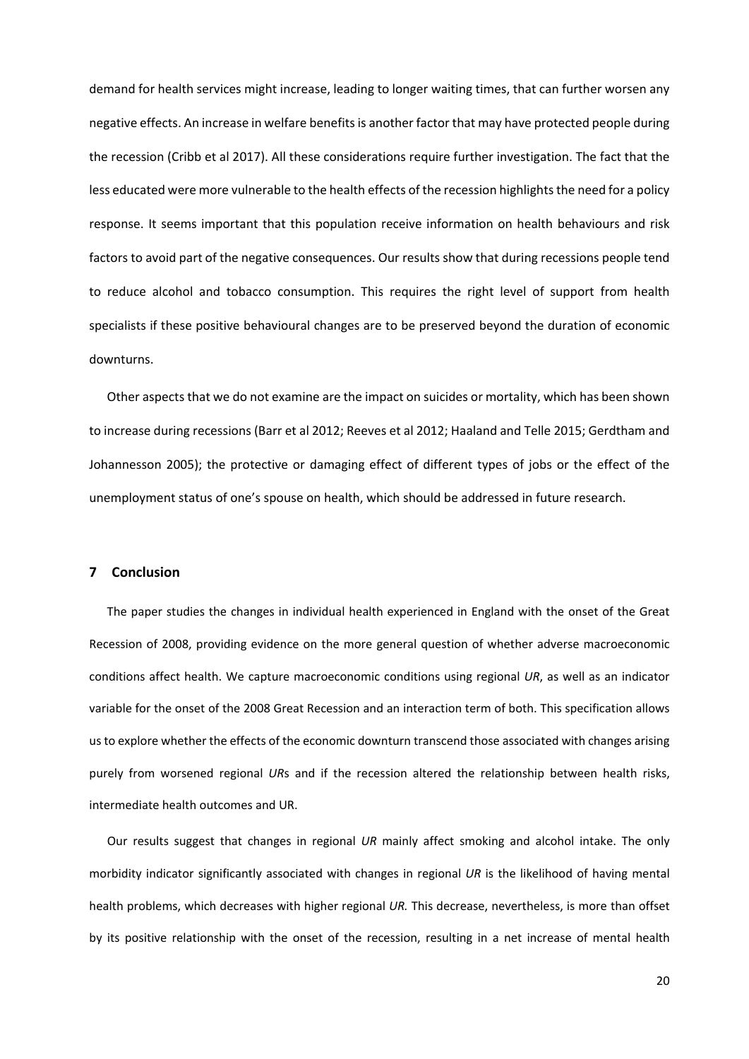demand for health services might increase, leading to longer waiting times, that can further worsen any negative effects. An increase in welfare benefits is another factor that may have protected people during the recession (Cribb et al 2017). All these considerations require further investigation. The fact that the less educated were more vulnerable to the health effects of the recession highlights the need for a policy response. It seems important that this population receive information on health behaviours and risk factors to avoid part of the negative consequences. Our results show that during recessions people tend to reduce alcohol and tobacco consumption. This requires the right level of support from health specialists if these positive behavioural changes are to be preserved beyond the duration of economic downturns.

Other aspects that we do not examine are the impact on suicides or mortality, which has been shown to increase during recessions (Barr et al 2012; Reeves et al 2012; Haaland and Telle 2015; Gerdtham and Johannesson 2005); the protective or damaging effect of different types of jobs or the effect of the unemployment status of one's spouse on health, which should be addressed in future research.

## 7 Conclusion

The paper studies the changes in individual health experienced in England with the onset of the Great Recession of 2008, providing evidence on the more general question of whether adverse macroeconomic conditions affect health. We capture macroeconomic conditions using regional *UR*, as well as an indicator variable for the onset of the 2008 Great Recession and an interaction term of both. This specification allows us to explore whether the effects of the economic downturn transcend those associated with changes arising purely from worsened regional *UR*s and if the recession altered the relationship between health risks, intermediate health outcomes and UR.

Our results suggest that changes in regional *UR* mainly affect smoking and alcohol intake. The only morbidity indicator significantly associated with changes in regional *UR* is the likelihood of having mental health problems, which decreases with higher regional *UR.* This decrease, nevertheless, is more than offset by its positive relationship with the onset of the recession, resulting in a net increase of mental health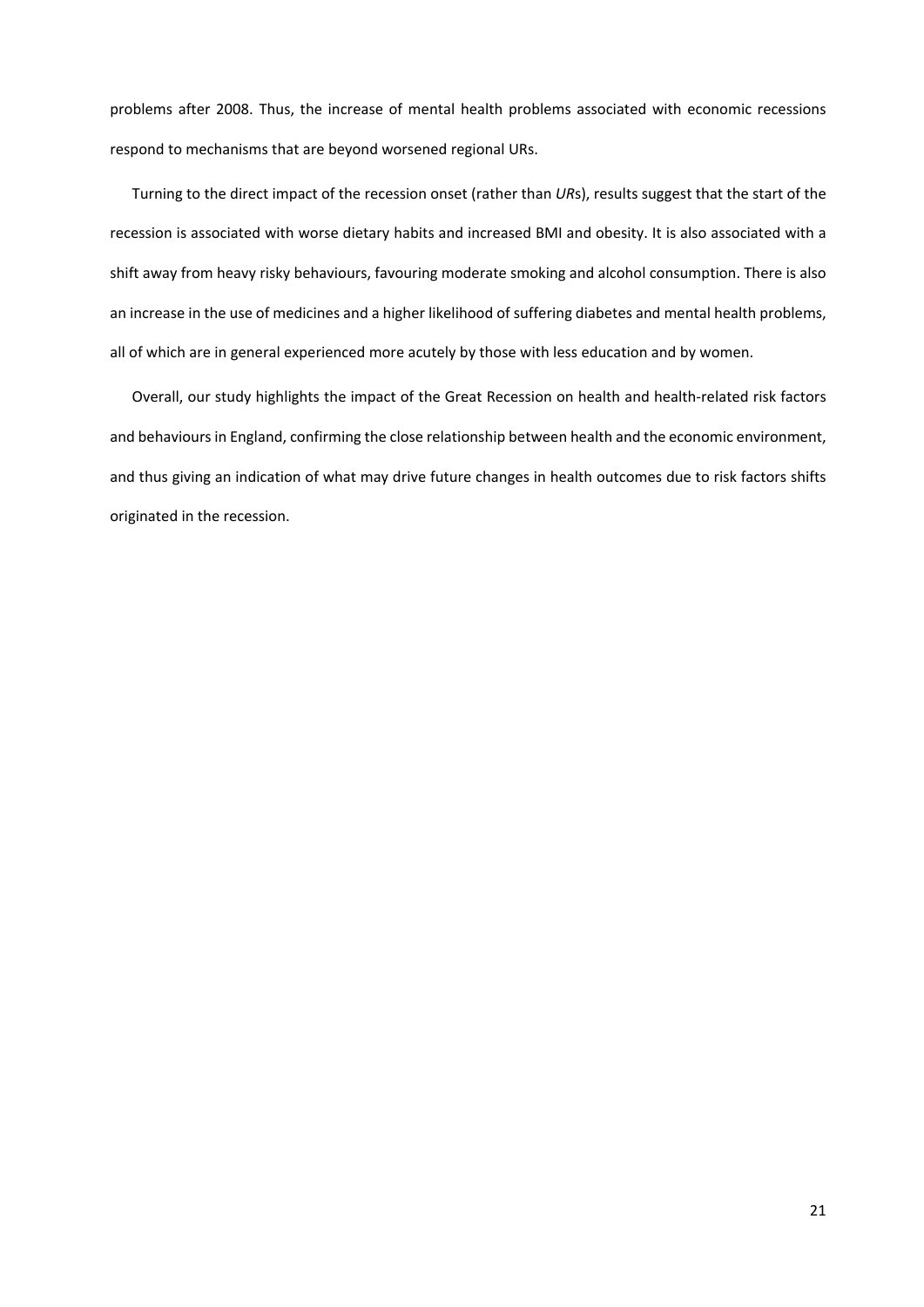problems after 2008. Thus, the increase of mental health problems associated with economic recessions respond to mechanisms that are beyond worsened regional URs.

Turning to the direct impact of the recession onset (rather than *UR*s), results suggest that the start of the recession is associated with worse dietary habits and increased BMI and obesity. It is also associated with a shift away from heavy risky behaviours, favouring moderate smoking and alcohol consumption. There is also an increase in the use of medicines and a higher likelihood of suffering diabetes and mental health problems, all of which are in general experienced more acutely by those with less education and by women.

Overall, our study highlights the impact of the Great Recession on health and health-related risk factors and behaviours in England, confirming the close relationship between health and the economic environment, and thus giving an indication of what may drive future changes in health outcomes due to risk factors shifts originated in the recession.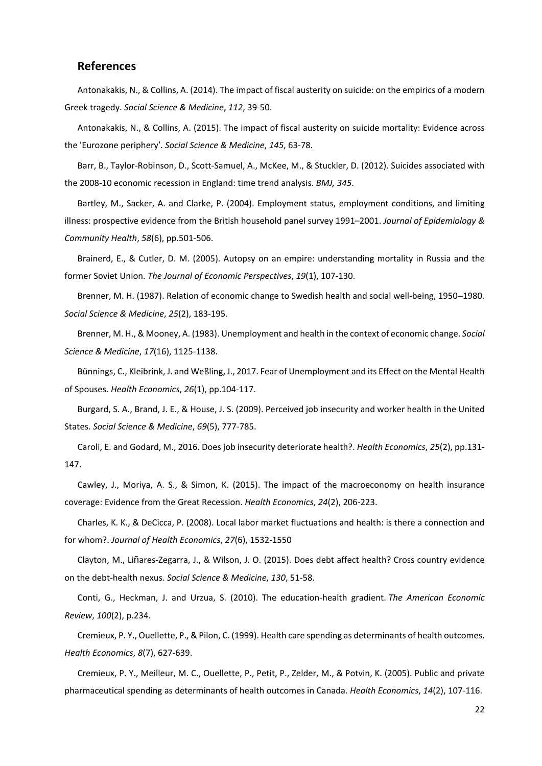## References

Antonakakis, N., & Collins, A. (2014). The impact of fiscal austerity on suicide: on the empirics of a modern Greek tragedy. *Social Science & Medicine*, *112*, 39-50.

Antonakakis, N., & Collins, A. (2015). The impact of fiscal austerity on suicide mortality: Evidence across the 'Eurozone periphery'. *Social Science & Medicine*, *145*, 63-78.

Barr, B., Taylor-Robinson, D., Scott-Samuel, A., McKee, M., & Stuckler, D. (2012). Suicides associated with the 2008-10 economic recession in England: time trend analysis. *BMJ, 345*.

Bartley, M., Sacker, A. and Clarke, P. (2004). Employment status, employment conditions, and limiting illness: prospective evidence from the British household panel survey 1991–2001. *Journal of Epidemiology & Community Health*, *58*(6), pp.501-506.

Brainerd, E., & Cutler, D. M. (2005). Autopsy on an empire: understanding mortality in Russia and the former Soviet Union. *The Journal of Economic Perspectives*, *19*(1), 107-130.

Brenner, M. H. (1987). Relation of economic change to Swedish health and social well-being, 1950–1980. *Social Science & Medicine*, *25*(2), 183-195.

Brenner, M. H., & Mooney, A. (1983). Unemployment and health in the context of economic change. *Social Science & Medicine*, *17*(16), 1125-1138.

Bünnings, C., Kleibrink, J. and Weßling, J., 2017. Fear of Unemployment and its Effect on the Mental Health of Spouses. *Health Economics*, *26*(1), pp.104-117.

Burgard, S. A., Brand, J. E., & House, J. S. (2009). Perceived job insecurity and worker health in the United States. *Social Science & Medicine*, *69*(5), 777-785.

Caroli, E. and Godard, M., 2016. Does job insecurity deteriorate health?. *Health Economics*, *25*(2), pp.131-147.

Cawley, J., Moriya, A. S., & Simon, K. (2015). The impact of the macroeconomy on health insurance coverage: Evidence from the Great Recession. *Health Economics*, *24*(2), 206-223.

Charles, K. K., & DeCicca, P. (2008). Local labor market fluctuations and health: is there a connection and for whom?. *Journal of Health Economics*, *27*(6), 1532-1550

Clayton, M., Liñares-Zegarra, J., & Wilson, J. O. (2015). Does debt affect health? Cross country evidence on the debt-health nexus. *Social Science & Medicine*, *130*, 51-58.

Conti, G., Heckman, J. and Urzua, S. (2010). The education-health gradient. *The American Economic Review*, *100*(2), p.234.

Cremieux, P. Y., Ouellette, P., & Pilon, C. (1999). Health care spending as determinants of health outcomes. *Health Economics*, *8*(7), 627-639.

Cremieux, P. Y., Meilleur, M. C., Ouellette, P., Petit, P., Zelder, M., & Potvin, K. (2005). Public and private pharmaceutical spending as determinants of health outcomes in Canada. *Health Economics*, *14*(2), 107-116.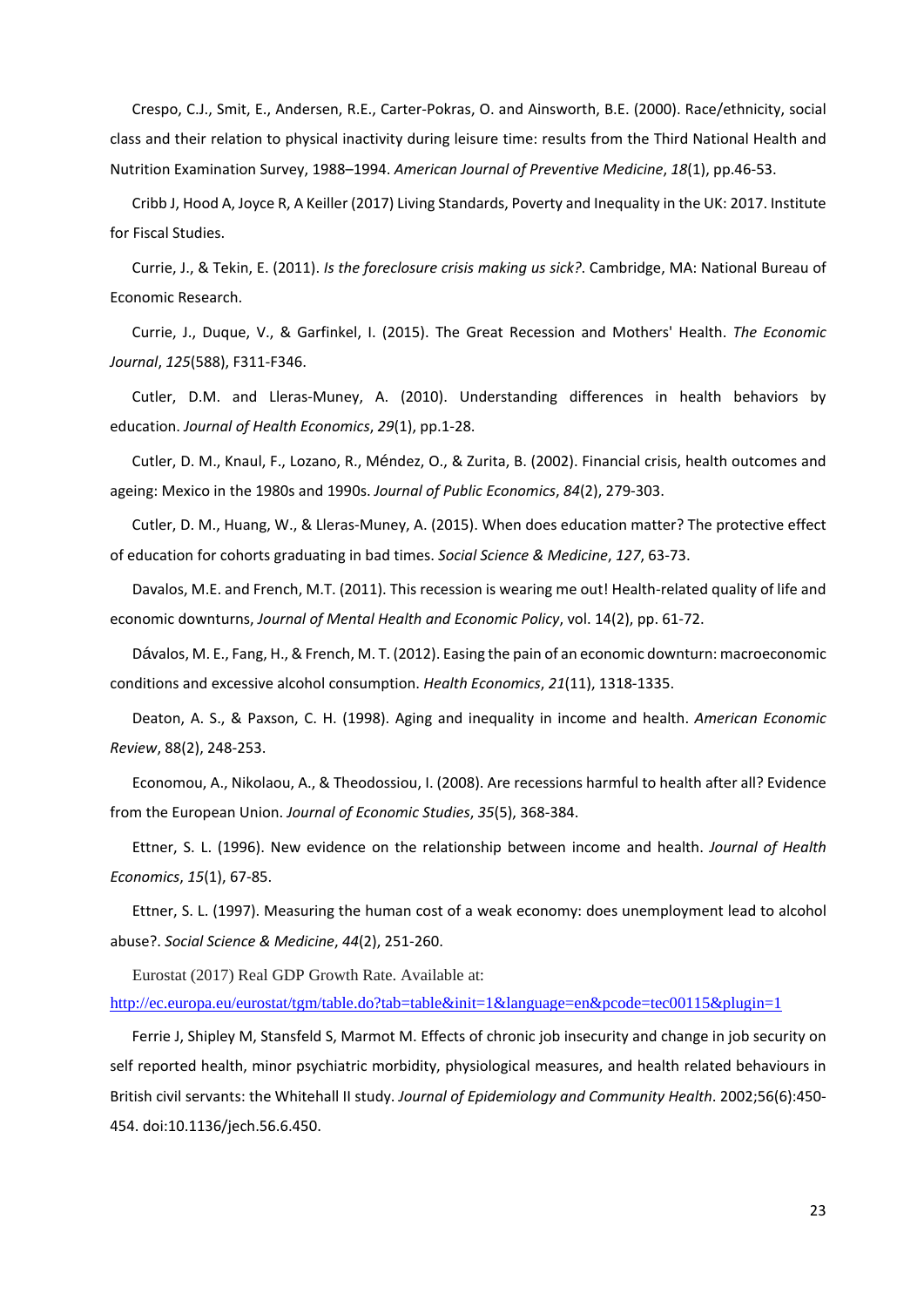Crespo, C.J., Smit, E., Andersen, R.E., Carter-Pokras, O. and Ainsworth, B.E. (2000). Race/ethnicity, social class and their relation to physical inactivity during leisure time: results from the Third National Health and Nutrition Examination Survey, 1988–1994. *American Journal of Preventive Medicine*, *18*(1), pp.46-53.

Cribb J, Hood A, Joyce R, A Keiller (2017) Living Standards, Poverty and Inequality in the UK: 2017. Institute for Fiscal Studies.

Currie, J., & Tekin, E. (2011). *Is the foreclosure crisis making us sick?*. Cambridge, MA: National Bureau of Economic Research.

Currie, J., Duque, V., & Garfinkel, I. (2015). The Great Recession and Mothers' Health. *The Economic Journal*, *125*(588), F311-F346.

Cutler, D.M. and Lleras-Muney, A. (2010). Understanding differences in health behaviors by education. *Journal of Health Economics*, *29*(1), pp.1-28.

Cutler, D. M., Knaul, F., Lozano, R., Méndez, O., & Zurita, B. (2002). Financial crisis, health outcomes and ageing: Mexico in the 1980s and 1990s. *Journal of Public Economics*, *84*(2), 279-303.

Cutler, D. M., Huang, W., & Lleras-Muney, A. (2015). When does education matter? The protective effect of education for cohorts graduating in bad times. *Social Science & Medicine*, *127*, 63-73.

Davalos, M.E. and French, M.T. (2011). This recession is wearing me out! Health-related quality of life and economic downturns, *Journal of Mental Health and Economic Policy*, vol. 14(2), pp. 61-72.

Dávalos, M. E., Fang, H., & French, M. T. (2012). Easing the pain of an economic downturn: macroeconomic conditions and excessive alcohol consumption. *Health Economics*, *21*(11), 1318-1335.

Deaton, A. S., & Paxson, C. H. (1998). Aging and inequality in income and health. *American Economic Review*, 88(2), 248-253.

Economou, A., Nikolaou, A., & Theodossiou, I. (2008). Are recessions harmful to health after all? Evidence from the European Union. *Journal of Economic Studies*, *35*(5), 368-384.

Ettner, S. L. (1996). New evidence on the relationship between income and health. *Journal of Health Economics*, *15*(1), 67-85.

Ettner, S. L. (1997). Measuring the human cost of a weak economy: does unemployment lead to alcohol abuse?. *Social Science & Medicine*, *44*(2), 251-260.

Eurostat (2017) Real GDP Growth Rate. Available at: http://ec.europa.eu/eurostat/tgm/table.do?tab=table&init=1&language=en&pcode=tec00115&plugin=1

Ferrie J, Shipley M, Stansfeld S, Marmot M. Effects of chronic job insecurity and change in job security on self reported health, minor psychiatric morbidity, physiological measures, and health related behaviours in British civil servants: the Whitehall II study. *Journal of Epidemiology and Community Health*. 2002;56(6):450-454. doi:10.1136/jech.56.6.450.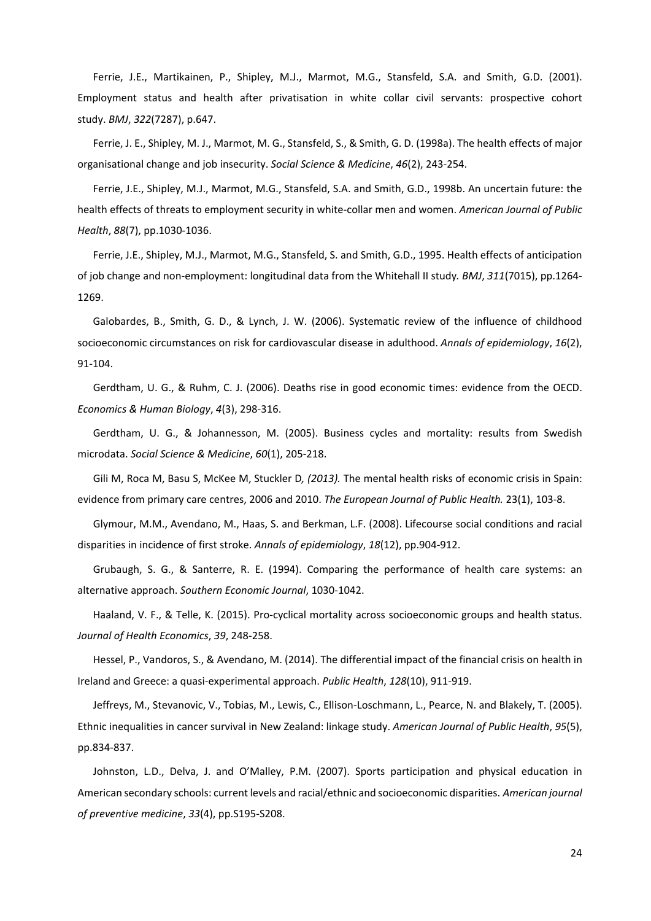Ferrie, J.E., Martikainen, P., Shipley, M.J., Marmot, M.G., Stansfeld, S.A. and Smith, G.D. (2001). Employment status and health after privatisation in white collar civil servants: prospective cohort study. *BMJ*, *322*(7287), p.647.

Ferrie, J. E., Shipley, M. J., Marmot, M. G., Stansfeld, S., & Smith, G. D. (1998a). The health effects of major organisational change and job insecurity. *Social Science & Medicine*, *46*(2), 243-254.

Ferrie, J.E., Shipley, M.J., Marmot, M.G., Stansfeld, S.A. and Smith, G.D., 1998b. An uncertain future: the health effects of threats to employment security in white-collar men and women. *American Journal of Public Health*, *88*(7), pp.1030-1036.

Ferrie, J.E., Shipley, M.J., Marmot, M.G., Stansfeld, S. and Smith, G.D., 1995. Health effects of anticipation of job change and non-employment: longitudinal data from the Whitehall II study. *BMJ*, *311*(7015), pp.1264-1269.

Galobardes, B., Smith, G. D., & Lynch, J. W. (2006). Systematic review of the influence of childhood socioeconomic circumstances on risk for cardiovascular disease in adulthood. *Annals of epidemiology*, *16*(2), 91-104.

Gerdtham, U. G., & Ruhm, C. J. (2006). Deaths rise in good economic times: evidence from the OECD. *Economics & Human Biology*, *4*(3), 298-316.

Gerdtham, U. G., & Johannesson, M. (2005). Business cycles and mortality: results from Swedish microdata. *Social Science & Medicine*, *60*(1), 205-218.

Gili M, Roca M, Basu S, McKee M, Stuckler D*, (2013).* The mental health risks of economic crisis in Spain: evidence from primary care centres, 2006 and 2010. *The European Journal of Public Health.* 23(1), 103-8.

Glymour, M.M., Avendano, M., Haas, S. and Berkman, L.F. (2008). Lifecourse social conditions and racial disparities in incidence of first stroke. *Annals of epidemiology*, *18*(12), pp.904-912.

Grubaugh, S. G., & Santerre, R. E. (1994). Comparing the performance of health care systems: an alternative approach. *Southern Economic Journal*, 1030-1042.

Haaland, V. F., & Telle, K. (2015). Pro-cyclical mortality across socioeconomic groups and health status. *Journal of Health Economics*, *39*, 248-258.

Hessel, P., Vandoros, S., & Avendano, M. (2014). The differential impact of the financial crisis on health in Ireland and Greece: a quasi-experimental approach. *Public Health*, *128*(10), 911-919.

Jeffreys, M., Stevanovic, V., Tobias, M., Lewis, C., Ellison-Loschmann, L., Pearce, N. and Blakely, T. (2005). Ethnic inequalities in cancer survival in New Zealand: linkage study. *American Journal of Public Health*, *95*(5), pp.834-837.

Johnston, L.D., Delva, J. and O'Malley, P.M. (2007). Sports participation and physical education in American secondary schools: current levels and racial/ethnic and socioeconomic disparities. *American journal of preventive medicine*, *33*(4), pp.S195-S208.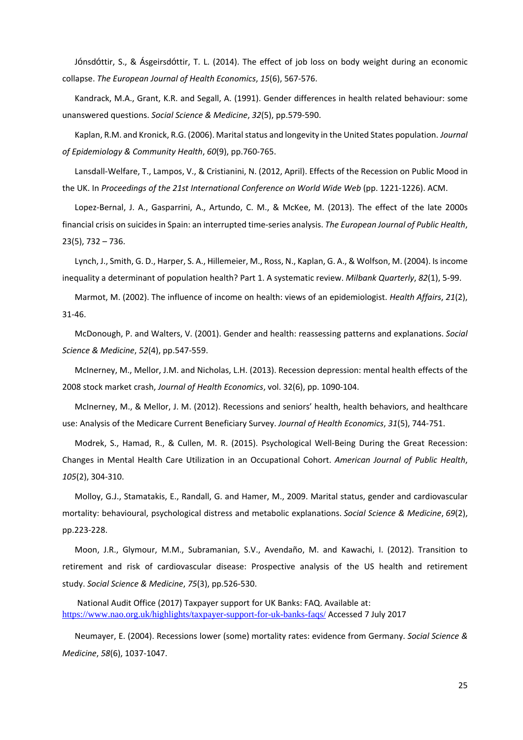Jónsdóttir, S., & Ásgeirsdóttir, T. L. (2014). The effect of job loss on body weight during an economic collapse. *The European Journal of Health Economics*, *15*(6), 567-576.

Kandrack, M.A., Grant, K.R. and Segall, A. (1991). Gender differences in health related behaviour: some unanswered questions. *Social Science & Medicine*, *32*(5), pp.579-590.

Kaplan, R.M. and Kronick, R.G. (2006). Marital status and longevity in the United States population. *Journal of Epidemiology & Community Health*, *60*(9), pp.760-765.

Lansdall-Welfare, T., Lampos, V., & Cristianini, N. (2012, April). Effects of the Recession on Public Mood in the UK. In *Proceedings of the 21st International Conference on World Wide Web* (pp. 1221-1226). ACM.

Lopez-Bernal, J. A., Gasparrini, A., Artundo, C. M., & McKee, M. (2013). The effect of the late 2000s financial crisis on suicides in Spain: an interrupted time-series analysis. *The European Journal of Public Health*, 23(5), 732 – 736.

Lynch, J., Smith, G. D., Harper, S. A., Hillemeier, M., Ross, N., Kaplan, G. A., & Wolfson, M. (2004). Is income inequality a determinant of population health? Part 1. A systematic review. *Milbank Quarterly*, *82*(1), 5-99.

Marmot, M. (2002). The influence of income on health: views of an epidemiologist. *Health Affairs*, *21*(2), 31-46.

McDonough, P. and Walters, V. (2001). Gender and health: reassessing patterns and explanations. *Social Science & Medicine*, *52*(4), pp.547-559.

McInerney, M., Mellor, J.M. and Nicholas, L.H. (2013). Recession depression: mental health effects of the 2008 stock market crash, *Journal of Health Economics*, vol. 32(6), pp. 1090-104.

McInerney, M., & Mellor, J. M. (2012). Recessions and seniors' health, health behaviors, and healthcare use: Analysis of the Medicare Current Beneficiary Survey. *Journal of Health Economics*, *31*(5), 744-751.

Modrek, S., Hamad, R., & Cullen, M. R. (2015). Psychological Well-Being During the Great Recession: Changes in Mental Health Care Utilization in an Occupational Cohort. *American Journal of Public Health*, *105*(2), 304-310.

Molloy, G.J., Stamatakis, E., Randall, G. and Hamer, M., 2009. Marital status, gender and cardiovascular mortality: behavioural, psychological distress and metabolic explanations. *Social Science & Medicine*, *69*(2), pp.223-228.

Moon, J.R., Glymour, M.M., Subramanian, S.V., Avendaño, M. and Kawachi, I. (2012). Transition to retirement and risk of cardiovascular disease: Prospective analysis of the US health and retirement study. *Social Science & Medicine*, *75*(3), pp.526-530.

National Audit Office (2017) Taxpayer support for UK Banks: FAQ. Available at: https://www.nao.org.uk/highlights/taxpayer-support-for-uk-banks-faqs/ Accessed 7 July 2017

Neumayer, E. (2004). Recessions lower (some) mortality rates: evidence from Germany. *Social Science & Medicine*, *58*(6), 1037-1047.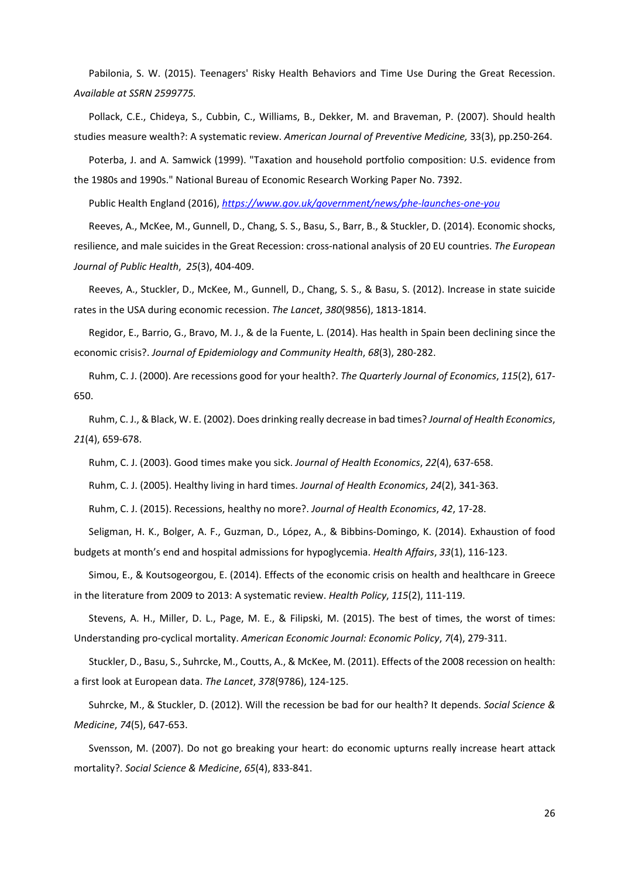Pabilonia, S. W. (2015). Teenagers' Risky Health Behaviors and Time Use During the Great Recession. *Available at SSRN 2599775.*

Pollack, C.E., Chideya, S., Cubbin, C., Williams, B., Dekker, M. and Braveman, P. (2007). Should health studies measure wealth?: A systematic review. *American Journal of Preventive Medicine,* 33(3), pp.250-264.

Poterba, J. and A. Samwick (1999). "Taxation and household portfolio composition: U.S. evidence from the 1980s and 1990s." National Bureau of Economic Research Working Paper No. 7392.

Public Health England (2016), *https://www.gov.uk/government/news/phe-launches-one-you*

Reeves, A., McKee, M., Gunnell, D., Chang, S. S., Basu, S., Barr, B., & Stuckler, D. (2014). Economic shocks, resilience, and male suicides in the Great Recession: cross-national analysis of 20 EU countries. *The European Journal of Public Health*, *25*(3), 404-409.

Reeves, A., Stuckler, D., McKee, M., Gunnell, D., Chang, S. S., & Basu, S. (2012). Increase in state suicide rates in the USA during economic recession. *The Lancet*, *380*(9856), 1813-1814.

Regidor, E., Barrio, G., Bravo, M. J., & de la Fuente, L. (2014). Has health in Spain been declining since the economic crisis?. *Journal of Epidemiology and Community Health*, *68*(3), 280-282.

Ruhm, C. J. (2000). Are recessions good for your health?. *The Quarterly Journal of Economics*, *115*(2), 617-650.

Ruhm, C. J., & Black, W. E. (2002). Does drinking really decrease in bad times? *Journal of Health Economics*, *21*(4), 659-678.

Ruhm, C. J. (2003). Good times make you sick. *Journal of Health Economics*, *22*(4), 637-658.

Ruhm, C. J. (2005). Healthy living in hard times. *Journal of Health Economics*, *24*(2), 341-363.

Ruhm, C. J. (2015). Recessions, healthy no more?. *Journal of Health Economics*, *42*, 17-28.

Seligman, H. K., Bolger, A. F., Guzman, D., López, A., & Bibbins-Domingo, K. (2014). Exhaustion of food budgets at month's end and hospital admissions for hypoglycemia. *Health Affairs*, *33*(1), 116-123.

Simou, E., & Koutsogeorgou, E. (2014). Effects of the economic crisis on health and healthcare in Greece in the literature from 2009 to 2013: A systematic review. *Health Policy*, *115*(2), 111-119.

Stevens, A. H., Miller, D. L., Page, M. E., & Filipski, M. (2015). The best of times, the worst of times: Understanding pro-cyclical mortality. *American Economic Journal: Economic Policy*, *7*(4), 279-311.

Stuckler, D., Basu, S., Suhrcke, M., Coutts, A., & McKee, M. (2011). Effects of the 2008 recession on health: a first look at European data. *The Lancet*, *378*(9786), 124-125.

Suhrcke, M., & Stuckler, D. (2012). Will the recession be bad for our health? It depends. *Social Science & Medicine*, *74*(5), 647-653.

Svensson, M. (2007). Do not go breaking your heart: do economic upturns really increase heart attack mortality?. *Social Science & Medicine*, *65*(4), 833-841.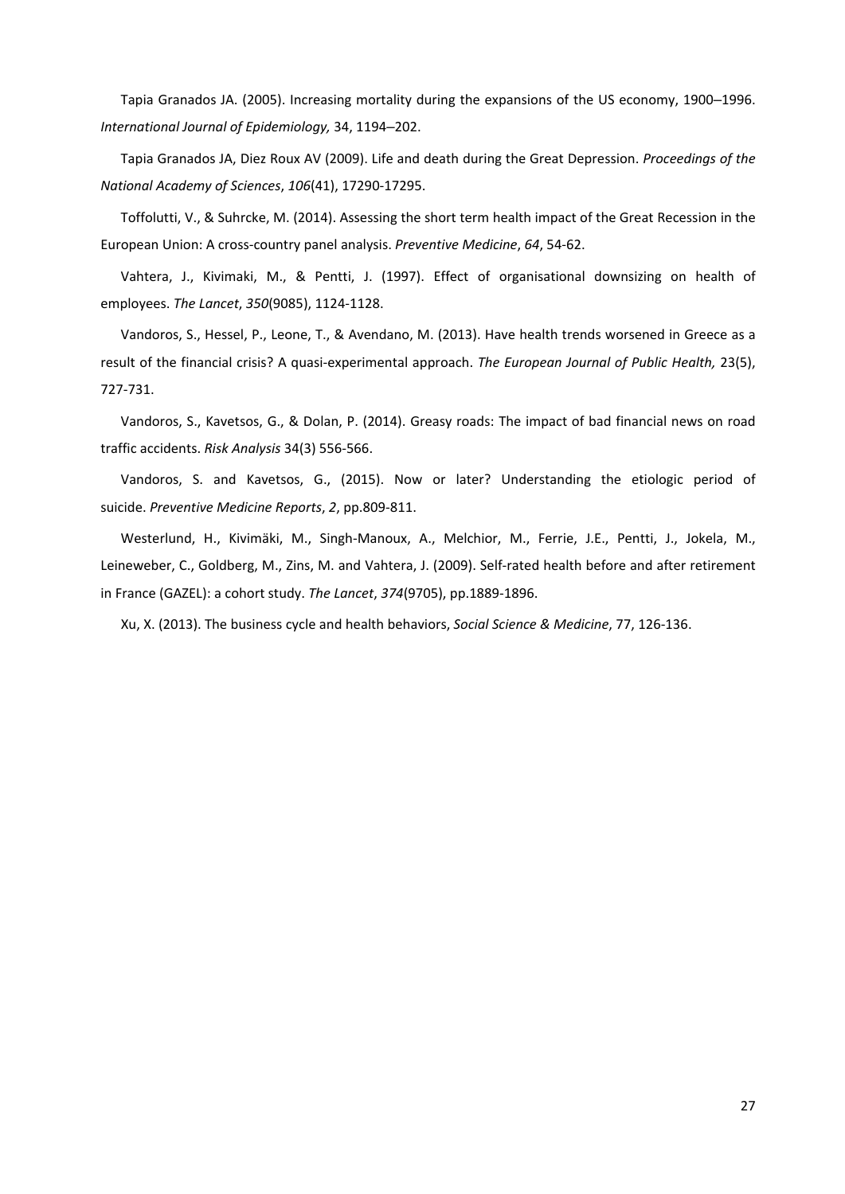Tapia Granados JA. (2005). Increasing mortality during the expansions of the US economy, 1900–1996. *International Journal of Epidemiology,* 34, 1194–202.

Tapia Granados JA, Diez Roux AV (2009). Life and death during the Great Depression. *Proceedings of the National Academy of Sciences*, *106*(41), 17290-17295.

Toffolutti, V., & Suhrcke, M. (2014). Assessing the short term health impact of the Great Recession in the European Union: A cross-country panel analysis. *Preventive Medicine*, *64*, 54-62.

Vahtera, J., Kivimaki, M., & Pentti, J. (1997). Effect of organisational downsizing on health of employees. *The Lancet*, *350*(9085), 1124-1128.

Vandoros, S., Hessel, P., Leone, T., & Avendano, M. (2013). Have health trends worsened in Greece as a result of the financial crisis? A quasi-experimental approach. *The European Journal of Public Health,* 23(5), 727-731.

Vandoros, S., Kavetsos, G., & Dolan, P. (2014). Greasy roads: The impact of bad financial news on road traffic accidents. *Risk Analysis* 34(3) 556-566.

Vandoros, S. and Kavetsos, G., (2015). Now or later? Understanding the etiologic period of suicide. *Preventive Medicine Reports*, *2*, pp.809-811.

Westerlund, H., Kivimäki, M., Singh-Manoux, A., Melchior, M., Ferrie, J.E., Pentti, J., Jokela, M., Leineweber, C., Goldberg, M., Zins, M. and Vahtera, J. (2009). Self-rated health before and after retirement in France (GAZEL): a cohort study. *The Lancet*, *374*(9705), pp.1889-1896.

Xu, X. (2013). The business cycle and health behaviors, *Social Science & Medicine*, 77, 126-136.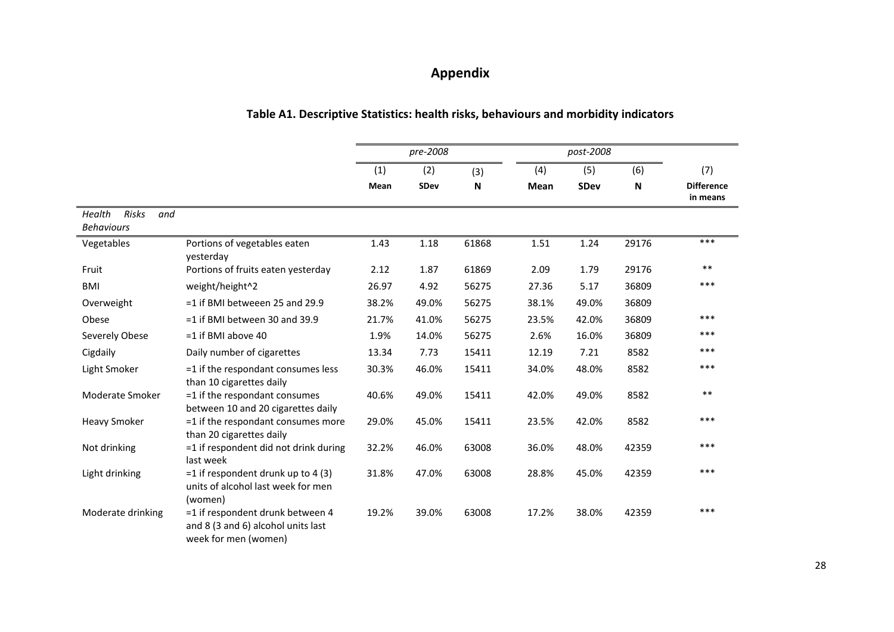# Appendix

## Table A1. Descriptive Statistics: health risks, behaviours and morbidity indicators

| | | *pre-2008* | | | *post-2008* | | | |
|---|---|---|---|---|---|---|---|---|
| | | (1) | (2) | (3) | (4) | (5) | (6) | (7) |
| | | **Mean** | **SDev** | **N** | **Mean** | **SDev** | **N** | **Difference in means** |
| *Health Risks and Behaviours* | | | | | | | | |
| Vegetables | Portions of vegetables eaten yesterday | 1.43 | 1.18 | 61868 | 1.51 | 1.24 | 29176 | *** |
| Fruit | Portions of fruits eaten yesterday | 2.12 | 1.87 | 61869 | 2.09 | 1.79 | 29176 | ** |
| BMI | weight/height^2 | 26.97 | 4.92 | 56275 | 27.36 | 5.17 | 36809 | *** |
| Overweight | =1 if BMI betweeen 25 and 29.9 | 38.2% | 49.0% | 56275 | 38.1% | 49.0% | 36809 | |
| Obese | =1 if BMI between 30 and 39.9 | 21.7% | 41.0% | 56275 | 23.5% | 42.0% | 36809 | *** |
| Severely Obese | =1 if BMI above 40 | 1.9% | 14.0% | 56275 | 2.6% | 16.0% | 36809 | *** |
| Cigdaily | Daily number of cigarettes | 13.34 | 7.73 | 15411 | 12.19 | 7.21 | 8582 | *** |
| Light Smoker | =1 if the respondant consumes less than 10 cigarettes daily | 30.3% | 46.0% | 15411 | 34.0% | 48.0% | 8582 | *** |
| Moderate Smoker | =1 if the respondant consumes between 10 and 20 cigarettes daily | 40.6% | 49.0% | 15411 | 42.0% | 49.0% | 8582 | ** |
| Heavy Smoker | =1 if the respondant consumes more than 20 cigarettes daily | 29.0% | 45.0% | 15411 | 23.5% | 42.0% | 8582 | *** |
| Not drinking | =1 if respondent did not drink during last week | 32.2% | 46.0% | 63008 | 36.0% | 48.0% | 42359 | *** |
| Light drinking | =1 if respondent drunk up to 4 (3) units of alcohol last week for men (women) | 31.8% | 47.0% | 63008 | 28.8% | 45.0% | 42359 | *** |
| Moderate drinking | =1 if respondent drunk between 4 and 8 (3 and 6) alcohol units last week for men (women) | 19.2% | 39.0% | 63008 | 17.2% | 38.0% | 42359 | *** |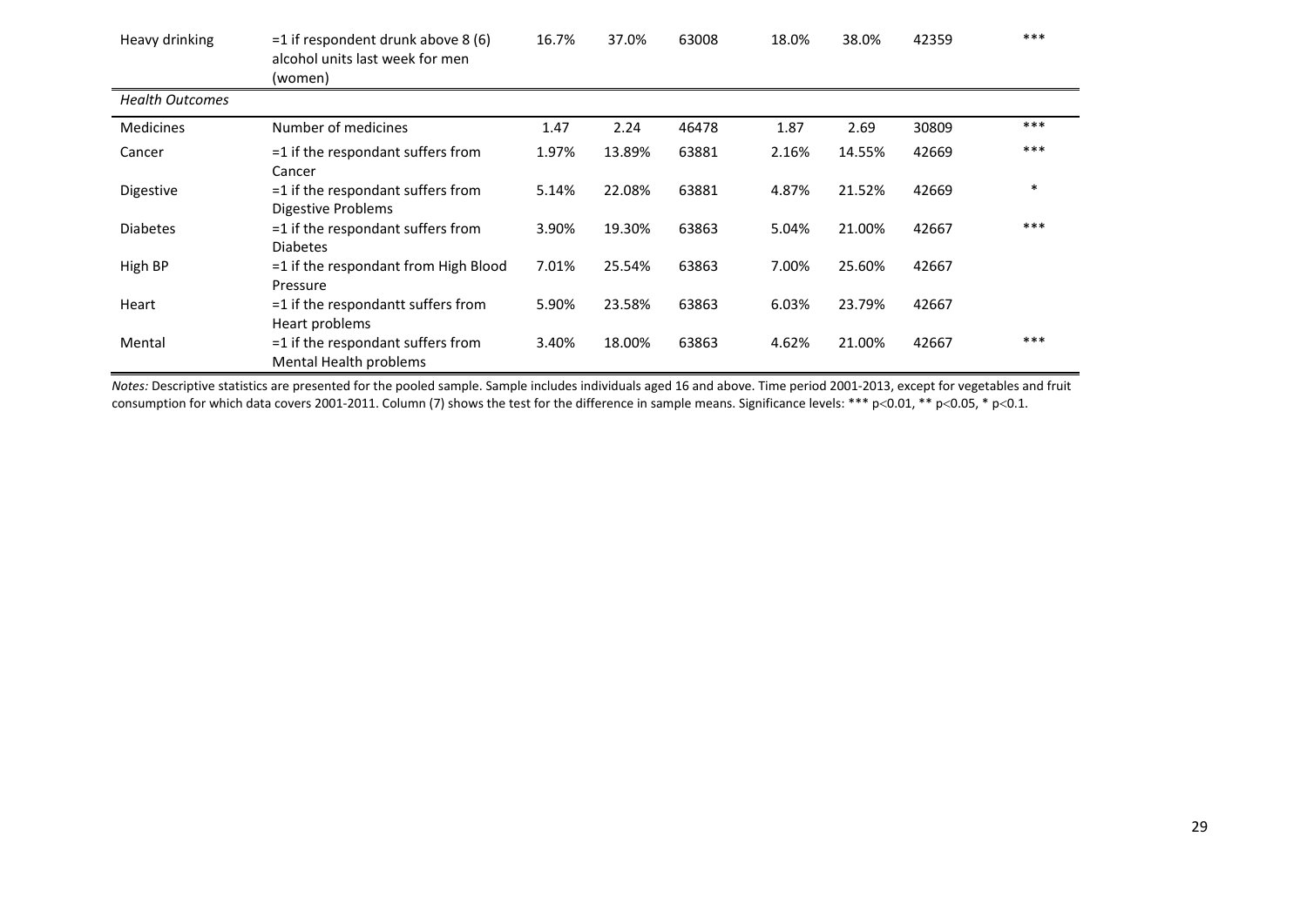| | | | | | | | | |
|---|---|---|---|---|---|---|---|---|
| Heavy drinking | =1 if respondent drunk above 8 (6) alcohol units last week for men (women) | 16.7% | 37.0% | 63008 | 18.0% | 38.0% | 42359 | *** |
| *Health Outcomes* | | | | | | | | |
| Medicines | Number of medicines | 1.47 | 2.24 | 46478 | 1.87 | 2.69 | 30809 | *** |
| Cancer | =1 if the respondant suffers from Cancer | 1.97% | 13.89% | 63881 | 2.16% | 14.55% | 42669 | *** |
| Digestive | =1 if the respondant suffers from Digestive Problems | 5.14% | 22.08% | 63881 | 4.87% | 21.52% | 42669 | * |
| Diabetes | =1 if the respondant suffers from Diabetes | 3.90% | 19.30% | 63863 | 5.04% | 21.00% | 42667 | *** |
| High BP | =1 if the respondant from High Blood Pressure | 7.01% | 25.54% | 63863 | 7.00% | 25.60% | 42667 | |
| Heart | =1 if the respondantt suffers from Heart problems | 5.90% | 23.58% | 63863 | 6.03% | 23.79% | 42667 | |
| Mental | =1 if the respondant suffers from Mental Health problems | 3.40% | 18.00% | 63863 | 4.62% | 21.00% | 42667 | *** |

*Notes:* Descriptive statistics are presented for the pooled sample. Sample includes individuals aged 16 and above. Time period 2001-2013, except for vegetables and fruit consumption for which data covers 2001-2011. Column (7) shows the test for the difference in sample means. Significance levels: *** $p<0.01$, ** $p<0.05$, * $p<0.1$.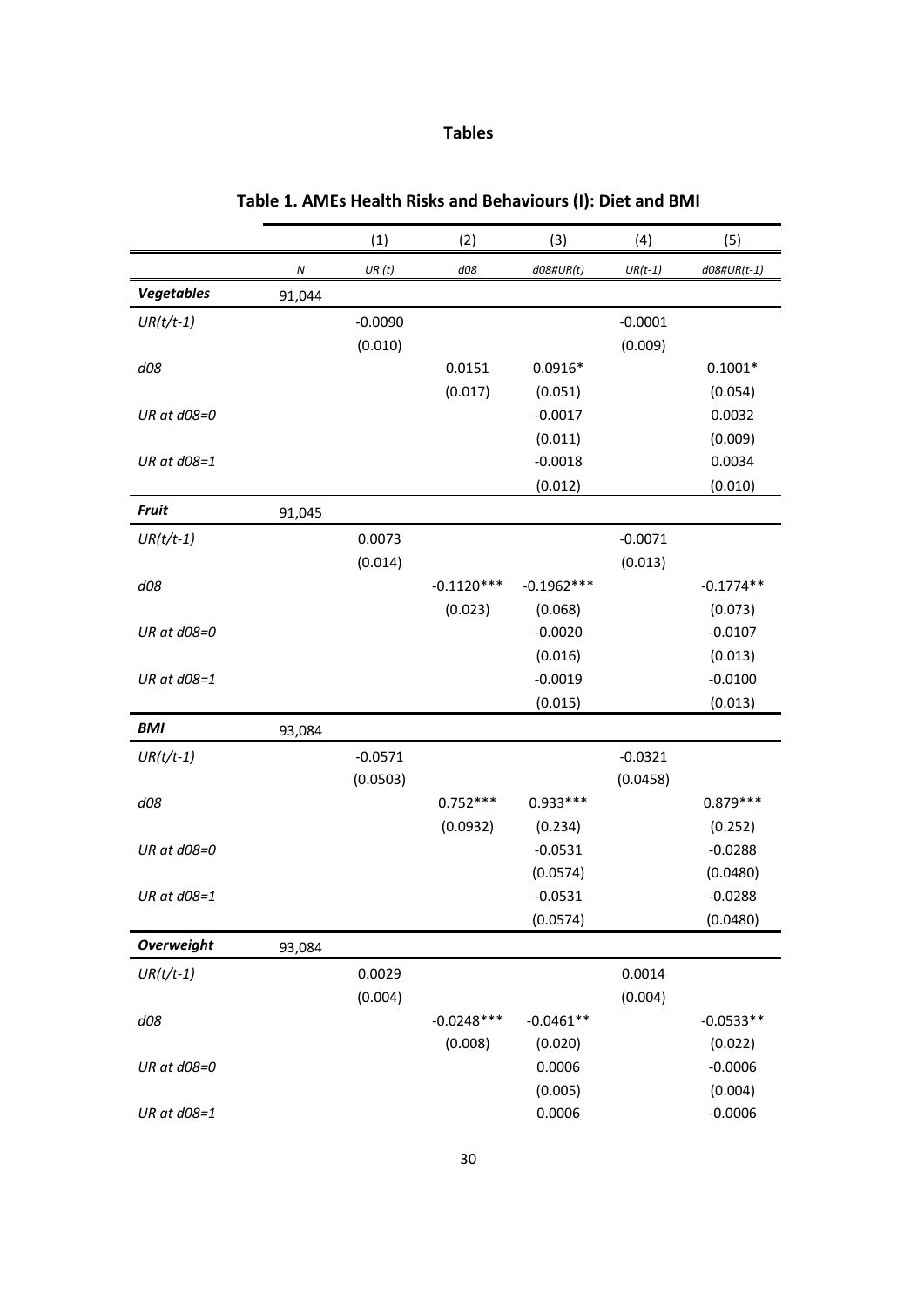# Tables

**Table 1. AMEs Health Risks and Behaviours (I): Diet and BMI**

| | | (1) | (2) | (3) | (4) | (5) |
|---|---|---|---|---|---|---|
| | *N* | *UR (t)* | *d08* | *d08#UR(t)* | *UR(t-1)* | *d08#UR(t-1)* |
| ***Vegetables*** | 91,044 | | | | | |
| *UR(t/t-1)* | | -0.0090 | | | -0.0001 | |
| | | (0.010) | | | (0.009) | |
| *d08* | | | 0.0151 | 0.0916* | | 0.1001* |
| | | | (0.017) | (0.051) | | (0.054) |
| *UR at d08=0* | | | | -0.0017 | | 0.0032 |
| | | | | (0.011) | | (0.009) |
| *UR at d08=1* | | | | -0.0018 | | 0.0034 |
| | | | | (0.012) | | (0.010) |
| ***Fruit*** | 91,045 | | | | | |
| *UR(t/t-1)* | | 0.0073 | | | -0.0071 | |
| | | (0.014) | | | (0.013) | |
| *d08* | | | -0.1120*** | -0.1962*** | | -0.1774** |
| | | | (0.023) | (0.068) | | (0.073) |
| *UR at d08=0* | | | | -0.0020 | | -0.0107 |
| | | | | (0.016) | | (0.013) |
| *UR at d08=1* | | | | -0.0019 | | -0.0100 |
| | | | | (0.015) | | (0.013) |
| ***BMI*** | 93,084 | | | | | |
| *UR(t/t-1)* | | -0.0571 | | | -0.0321 | |
| | | (0.0503) | | | (0.0458) | |
| *d08* | | | 0.752*** | 0.933*** | | 0.879*** |
| | | | (0.0932) | (0.234) | | (0.252) |
| *UR at d08=0* | | | | -0.0531 | | -0.0288 |
| | | | | (0.0574) | | (0.0480) |
| *UR at d08=1* | | | | -0.0531 | | -0.0288 |
| | | | | (0.0574) | | (0.0480) |
| ***Overweight*** | 93,084 | | | | | |
| *UR(t/t-1)* | | 0.0029 | | | 0.0014 | |
| | | (0.004) | | | (0.004) | |
| *d08* | | | -0.0248*** | -0.0461** | | -0.0533** |
| | | | (0.008) | (0.020) | | (0.022) |
| *UR at d08=0* | | | | 0.0006 | | -0.0006 |
| | | | | (0.005) | | (0.004) |
| *UR at d08=1* | | | | 0.0006 | | -0.0006 |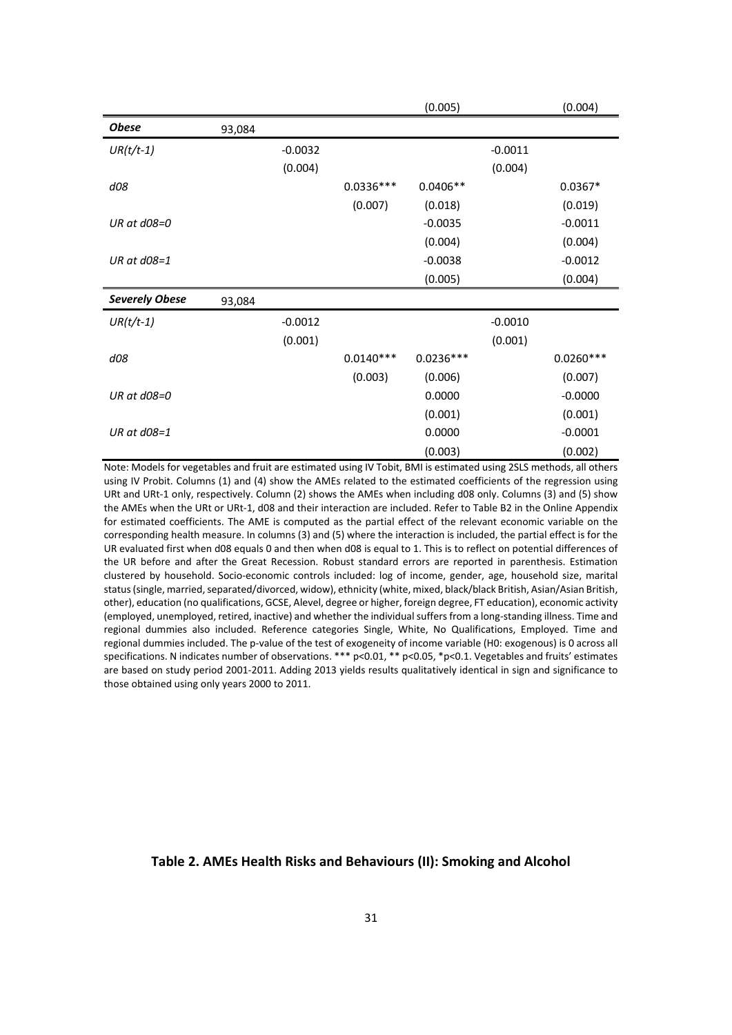| | | | | | | |
|---|---|---|---|---|---|---|
| | | | | (0.005) | | (0.004) |
| ***Obese*** | 93,084 | | | | | |
| *UR(t/t-1)* | | -0.0032 | | | -0.0011 | |
| | | (0.004) | | | (0.004) | |
| *d08* | | | 0.0336*** | 0.0406** | | 0.0367* |
| | | | (0.007) | (0.018) | | (0.019) |
| *UR at d08=0* | | | | -0.0035 | | -0.0011 |
| | | | | (0.004) | | (0.004) |
| *UR at d08=1* | | | | -0.0038 | | -0.0012 |
| | | | | (0.005) | | (0.004) |
| ***Severely Obese*** | 93,084 | | | | | |
| *UR(t/t-1)* | | -0.0012 | | | -0.0010 | |
| | | (0.001) | | | (0.001) | |
| *d08* | | | 0.0140*** | 0.0236*** | | 0.0260*** |
| | | | (0.003) | (0.006) | | (0.007) |
| *UR at d08=0* | | | | 0.0000 | | -0.0000 |
| | | | | (0.001) | | (0.001) |
| *UR at d08=1* | | | | 0.0000 | | -0.0001 |
| | | | | (0.003) | | (0.002) |

Note: Models for vegetables and fruit are estimated using IV Tobit, BMI is estimated using 2SLS methods, all others using IV Probit. Columns (1) and (4) show the AMEs related to the estimated coefficients of the regression using URt and URt-1 only, respectively. Column (2) shows the AMEs when including d08 only. Columns (3) and (5) show the AMEs when the URt or URt-1, d08 and their interaction are included. Refer to Table B2 in the Online Appendix for estimated coefficients. The AME is computed as the partial effect of the relevant economic variable on the corresponding health measure. In columns (3) and (5) where the interaction is included, the partial effect is for the UR evaluated first when d08 equals 0 and then when d08 is equal to 1. This is to reflect on potential differences of the UR before and after the Great Recession. Robust standard errors are reported in parenthesis. Estimation clustered by household. Socio-economic controls included: log of income, gender, age, household size, marital status (single, married, separated/divorced, widow), ethnicity (white, mixed, black/black British, Asian/Asian British, other), education (no qualifications, GCSE, Alevel, degree or higher, foreign degree, FT education), economic activity (employed, unemployed, retired, inactive) and whether the individual suffers from a long-standing illness. Time and regional dummies also included. Reference categories Single, White, No Qualifications, Employed. Time and regional dummies included. The p-value of the test of exogeneity of income variable (H0: exogenous) is 0 across all specifications. N indicates number of observations. *** p<0.01, ** p<0.05, *p<0.1. Vegetables and fruits' estimates are based on study period 2001-2011. Adding 2013 yields results qualitatively identical in sign and significance to those obtained using only years 2000 to 2011.

**Table 2. AMEs Health Risks and Behaviours (II): Smoking and Alcohol**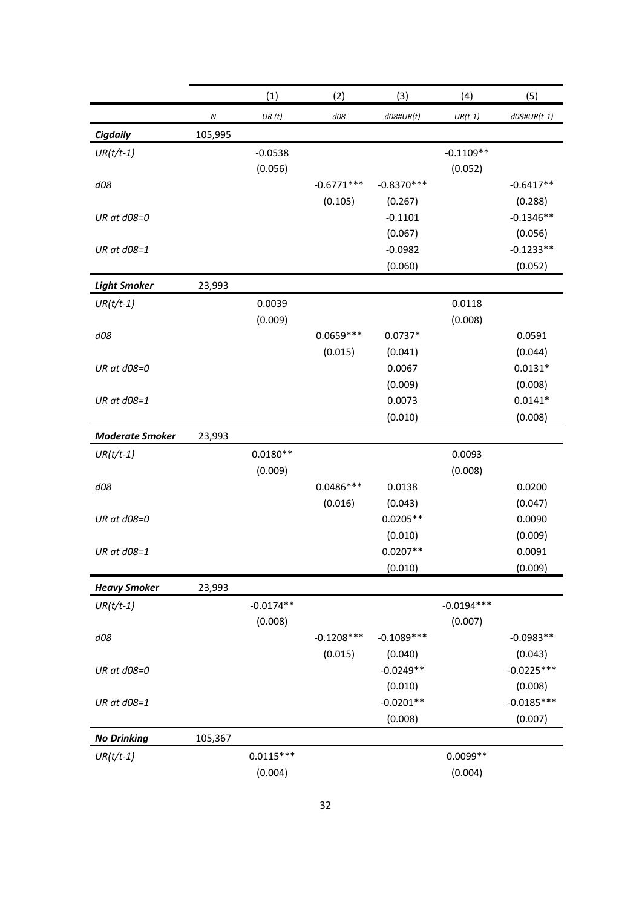| | | (1) | (2) | (3) | (4) | (5) |
|---|---|---|---|---|---|---|
| | *N* | *UR (t)* | *d08* | *d08#UR(t)* | *UR(t-1)* | *d08#UR(t-1)* |
| ***Cigdaily*** | 105,995 | | | | | |
| *UR(t/t-1)* | | -0.0538 | | | -0.1109** | |
| | | (0.056) | | | (0.052) | |
| *d08* | | | -0.6771*** | -0.8370*** | | -0.6417** |
| | | | (0.105) | (0.267) | | (0.288) |
| *UR at d08=0* | | | | -0.1101 | | -0.1346** |
| | | | | (0.067) | | (0.056) |
| *UR at d08=1* | | | | -0.0982 | | -0.1233** |
| | | | | (0.060) | | (0.052) |
| ***Light Smoker*** | 23,993 | | | | | |
| *UR(t/t-1)* | | 0.0039 | | | 0.0118 | |
| | | (0.009) | | | (0.008) | |
| *d08* | | | 0.0659*** | 0.0737* | | 0.0591 |
| | | | (0.015) | (0.041) | | (0.044) |
| *UR at d08=0* | | | | 0.0067 | | 0.0131* |
| | | | | (0.009) | | (0.008) |
| *UR at d08=1* | | | | 0.0073 | | 0.0141* |
| | | | | (0.010) | | (0.008) |
| ***Moderate Smoker*** | 23,993 | | | | | |
| *UR(t/t-1)* | | 0.0180** | | | 0.0093 | |
| | | (0.009) | | | (0.008) | |
| *d08* | | | 0.0486*** | 0.0138 | | 0.0200 |
| | | | (0.016) | (0.043) | | (0.047) |
| *UR at d08=0* | | | | 0.0205** | | 0.0090 |
| | | | | (0.010) | | (0.009) |
| *UR at d08=1* | | | | 0.0207** | | 0.0091 |
| | | | | (0.010) | | (0.009) |
| ***Heavy Smoker*** | 23,993 | | | | | |
| *UR(t/t-1)* | | -0.0174** | | | -0.0194*** | |
| | | (0.008) | | | (0.007) | |
| *d08* | | | -0.1208*** | -0.1089*** | | -0.0983** |
| | | | (0.015) | (0.040) | | (0.043) |
| *UR at d08=0* | | | | -0.0249** | | -0.0225*** |
| | | | | (0.010) | | (0.008) |
| *UR at d08=1* | | | | -0.0201** | | -0.0185*** |
| | | | | (0.008) | | (0.007) |
| ***No Drinking*** | 105,367 | | | | | |
| *UR(t/t-1)* | | 0.0115*** | | | 0.0099** | |
| | | (0.004) | | | (0.004) | |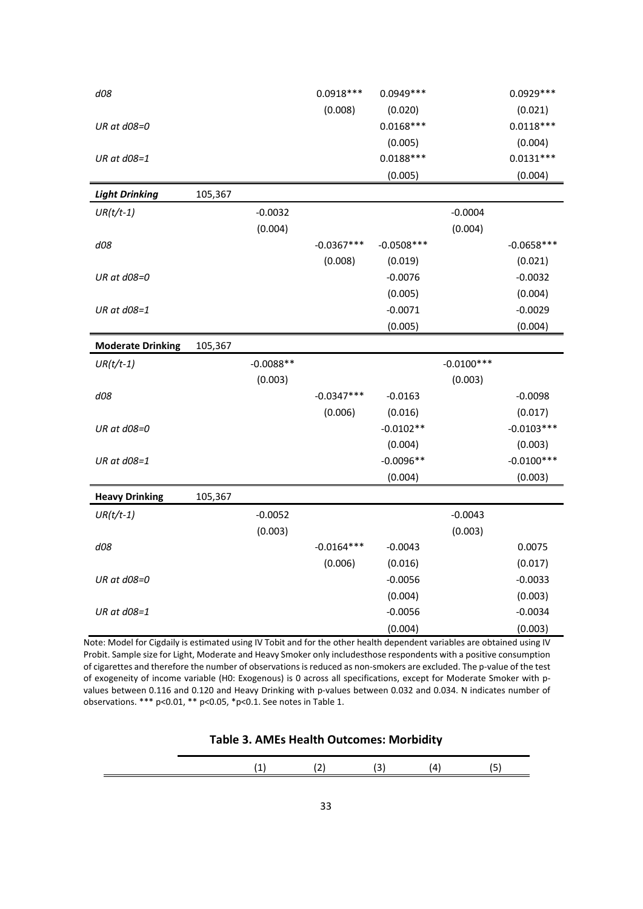| | N | (1) | (2) | (3) | (4) | (5) |
|---|---|---|---|---|---|---|
| *d08* | | | 0.0918*** | 0.0949*** | | 0.0929*** |
| | | | (0.008) | (0.020) | | (0.021) |
| *UR at d08=0* | | | | 0.0168*** | | 0.0118*** |
| | | | | (0.005) | | (0.004) |
| *UR at d08=1* | | | | 0.0188*** | | 0.0131*** |
| | | | | (0.005) | | (0.004) |
| ***Light Drinking*** | 105,367 | | | | | |
| *UR(t/t-1)* | | -0.0032 | | | -0.0004 | |
| | | (0.004) | | | (0.004) | |
| *d08* | | | -0.0367*** | -0.0508*** | | -0.0658*** |
| | | | (0.008) | (0.019) | | (0.021) |
| *UR at d08=0* | | | | -0.0076 | | -0.0032 |
| | | | | (0.005) | | (0.004) |
| *UR at d08=1* | | | | -0.0071 | | -0.0029 |
| | | | | (0.005) | | (0.004) |
| **Moderate Drinking** | 105,367 | | | | | |
| *UR(t/t-1)* | | -0.0088** | | | -0.0100*** | |
| | | (0.003) | | | (0.003) | |
| *d08* | | | -0.0347*** | -0.0163 | | -0.0098 |
| | | | (0.006) | (0.016) | | (0.017) |
| *UR at d08=0* | | | | -0.0102** | | -0.0103*** |
| | | | | (0.004) | | (0.003) |
| *UR at d08=1* | | | | -0.0096** | | -0.0100*** |
| | | | | (0.004) | | (0.003) |
| **Heavy Drinking** | 105,367 | | | | | |
| *UR(t/t-1)* | | -0.0052 | | | -0.0043 | |
| | | (0.003) | | | (0.003) | |
| *d08* | | | -0.0164*** | -0.0043 | | 0.0075 |
| | | | (0.006) | (0.016) | | (0.017) |
| *UR at d08=0* | | | | -0.0056 | | -0.0033 |
| | | | | (0.004) | | (0.003) |
| *UR at d08=1* | | | | -0.0056 | | -0.0034 |
| | | | | (0.004) | | (0.003) |

Note: Model for Cigdaily is estimated using IV Tobit and for the other health dependent variables are obtained using IV Probit. Sample size for Light, Moderate and Heavy Smoker only includesthose respondents with a positive consumption of cigarettes and therefore the number of observations is reduced as non-smokers are excluded. The p-value of the test of exogeneity of income variable (H0: Exogenous) is 0 across all specifications, except for Moderate Smoker with p-values between 0.116 and 0.120 and Heavy Drinking with p-values between 0.032 and 0.034. N indicates number of observations. *** p<0.01, ** p<0.05, *p<0.1. See notes in Table 1.

**Table 3. AMEs Health Outcomes: Morbidity**

| | (1) | (2) | (3) | (4) | (5) |
|---|---|---|---|---|---|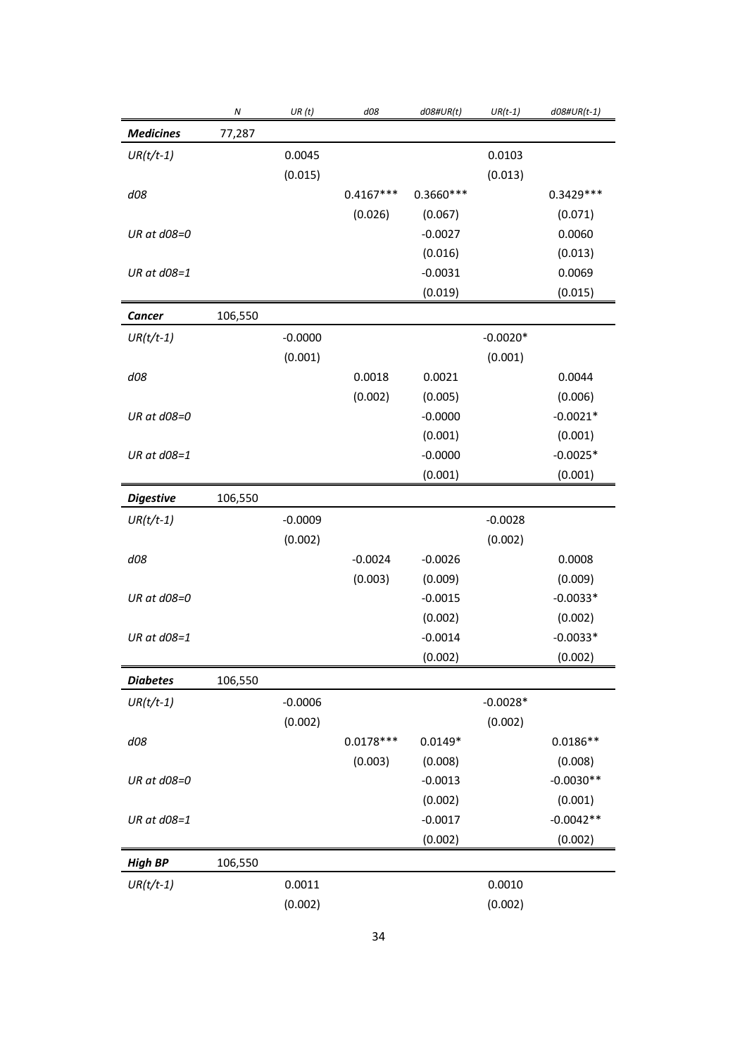| | *N* | *UR (t)* | *d08* | *d08#UR(t)* | *UR(t-1)* | *d08#UR(t-1)* |
|---|---|---|---|---|---|---|
| ***Medicines*** | 77,287 | | | | | |
| *UR(t/t-1)* | | 0.0045 | | | 0.0103 | |
| | | (0.015) | | | (0.013) | |
| *d08* | | | 0.4167*** | 0.3660*** | | 0.3429*** |
| | | | (0.026) | (0.067) | | (0.071) |
| *UR at d08=0* | | | | -0.0027 | | 0.0060 |
| | | | | (0.016) | | (0.013) |
| *UR at d08=1* | | | | -0.0031 | | 0.0069 |
| | | | | (0.019) | | (0.015) |
| ***Cancer*** | 106,550 | | | | | |
| *UR(t/t-1)* | | -0.0000 | | | -0.0020* | |
| | | (0.001) | | | (0.001) | |
| *d08* | | | 0.0018 | 0.0021 | | 0.0044 |
| | | | (0.002) | (0.005) | | (0.006) |
| *UR at d08=0* | | | | -0.0000 | | -0.0021* |
| | | | | (0.001) | | (0.001) |
| *UR at d08=1* | | | | -0.0000 | | -0.0025* |
| | | | | (0.001) | | (0.001) |
| ***Digestive*** | 106,550 | | | | | |
| *UR(t/t-1)* | | -0.0009 | | | -0.0028 | |
| | | (0.002) | | | (0.002) | |
| *d08* | | | -0.0024 | -0.0026 | | 0.0008 |
| | | | (0.003) | (0.009) | | (0.009) |
| *UR at d08=0* | | | | -0.0015 | | -0.0033* |
| | | | | (0.002) | | (0.002) |
| *UR at d08=1* | | | | -0.0014 | | -0.0033* |
| | | | | (0.002) | | (0.002) |
| ***Diabetes*** | 106,550 | | | | | |
| *UR(t/t-1)* | | -0.0006 | | | -0.0028* | |
| | | (0.002) | | | (0.002) | |
| *d08* | | | 0.0178*** | 0.0149* | | 0.0186** |
| | | | (0.003) | (0.008) | | (0.008) |
| *UR at d08=0* | | | | -0.0013 | | -0.0030** |
| | | | | (0.002) | | (0.001) |
| *UR at d08=1* | | | | -0.0017 | | -0.0042** |
| | | | | (0.002) | | (0.002) |
| ***High BP*** | 106,550 | | | | | |
| *UR(t/t-1)* | | 0.0011 | | | 0.0010 | |
| | | (0.002) | | | (0.002) | |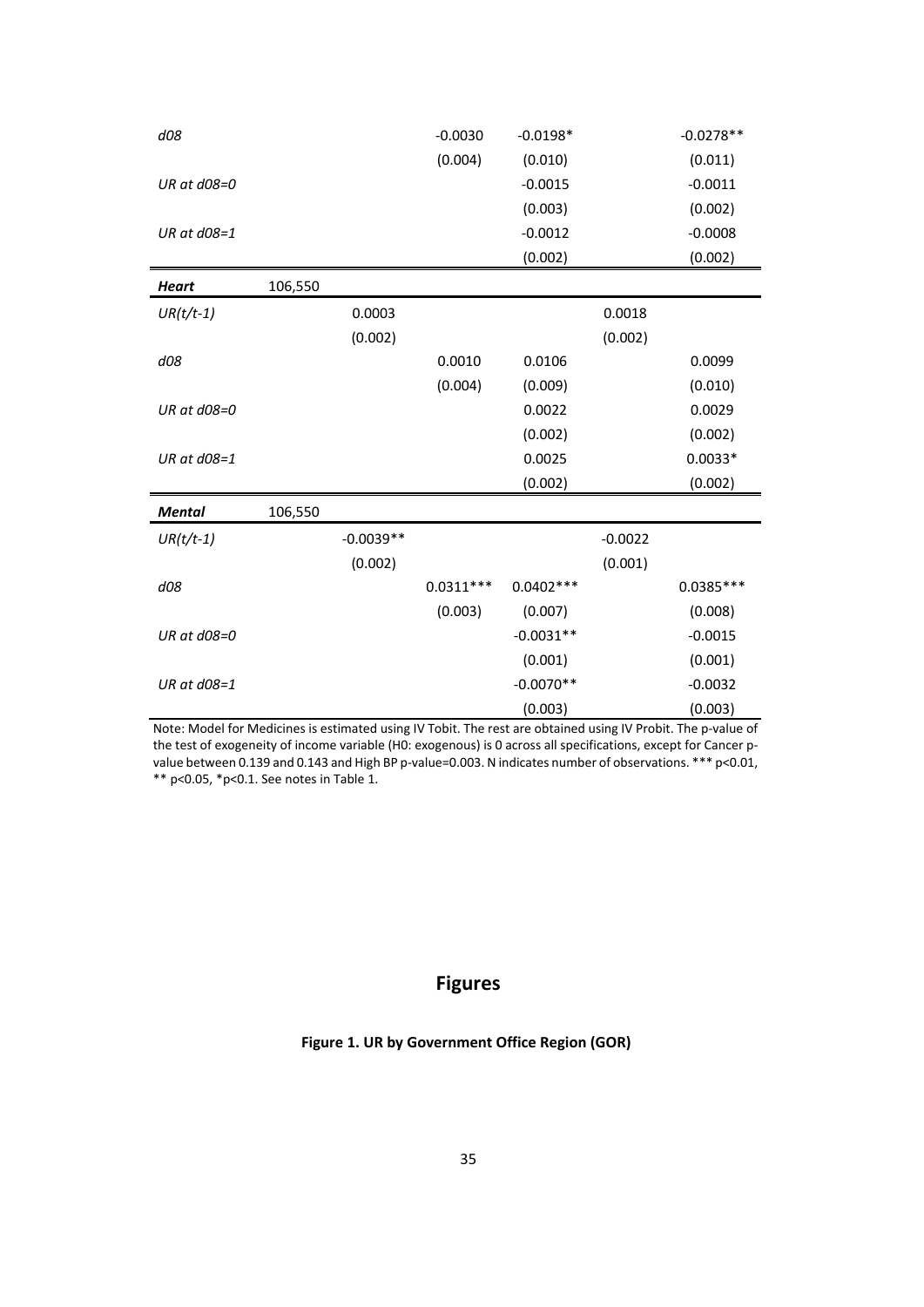| | | | | | | |
|---|---|---|---|---|---|---|
| *d08* | | | -0.0030 | -0.0198* | | -0.0278** |
| | | | (0.004) | (0.010) | | (0.011) |
| *UR at d08=0* | | | | -0.0015 | | -0.0011 |
| | | | | (0.003) | | (0.002) |
| *UR at d08=1* | | | | -0.0012 | | -0.0008 |
| | | | | (0.002) | | (0.002) |
| ***Heart*** | 106,550 | | | | | |
| *UR(t/t-1)* | | 0.0003 | | | 0.0018 | |
| | | (0.002) | | | (0.002) | |
| *d08* | | | 0.0010 | 0.0106 | | 0.0099 |
| | | | (0.004) | (0.009) | | (0.010) |
| *UR at d08=0* | | | | 0.0022 | | 0.0029 |
| | | | | (0.002) | | (0.002) |
| *UR at d08=1* | | | | 0.0025 | | 0.0033* |
| | | | | (0.002) | | (0.002) |
| ***Mental*** | 106,550 | | | | | |
| *UR(t/t-1)* | | -0.0039** | | | -0.0022 | |
| | | (0.002) | | | (0.001) | |
| *d08* | | | 0.0311*** | 0.0402*** | | 0.0385*** |
| | | | (0.003) | (0.007) | | (0.008) |
| *UR at d08=0* | | | | -0.0031** | | -0.0015 |
| | | | | (0.001) | | (0.001) |
| *UR at d08=1* | | | | -0.0070** | | -0.0032 |
| | | | | (0.003) | | (0.003) |

Note: Model for Medicines is estimated using IV Tobit. The rest are obtained using IV Probit. The p-value of the test of exogeneity of income variable (H0: exogenous) is 0 across all specifications, except for Cancer p-value between 0.139 and 0.143 and High BP p-value=0.003. N indicates number of observations. *** p<0.01, ** p<0.05, *p<0.1. See notes in Table 1.

# Figures

**Figure 1. UR by Government Office Region (GOR)**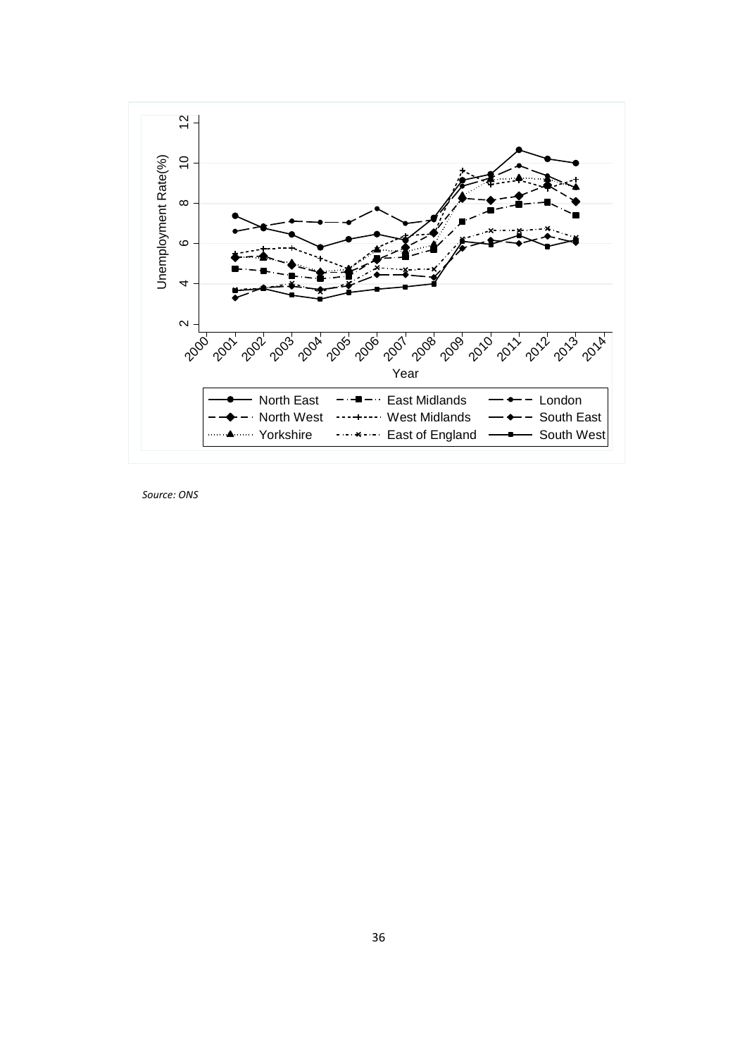Unemployment Rate(%)

12
10
8
6
4
2

2000 2001 2002 2003 2004 2005 2006 2007 2008 2009 2010 2011 2012 2013 2014

Year

North East
East Midlands
London
North West
West Midlands
South East
Yorkshire
East of England
South West

*Source: ONS*